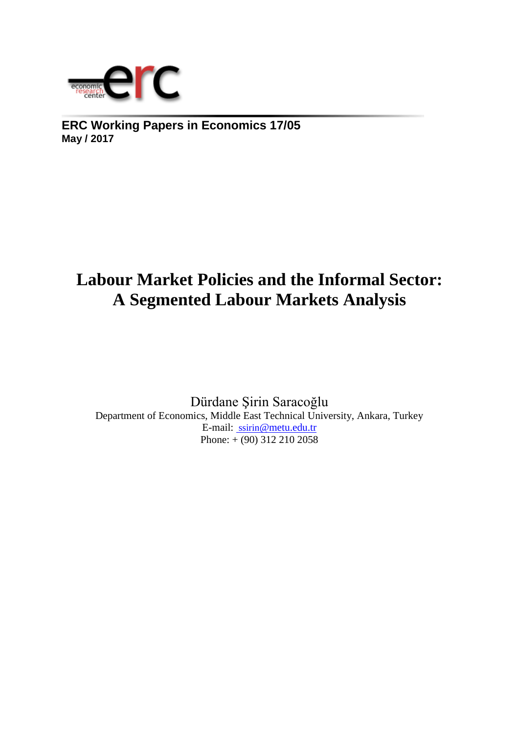**ERC Working Papers in Economics 17/05**
**May / 2017**

# Labour Market Policies and the Informal Sector: A Segmented Labour Markets Analysis

Dürdane Şirin Saracoğlu
Department of Economics, Middle East Technical University, Ankara, Turkey
E-mail: ssirin@metu.edu.tr
Phone: + (90) 312 210 2058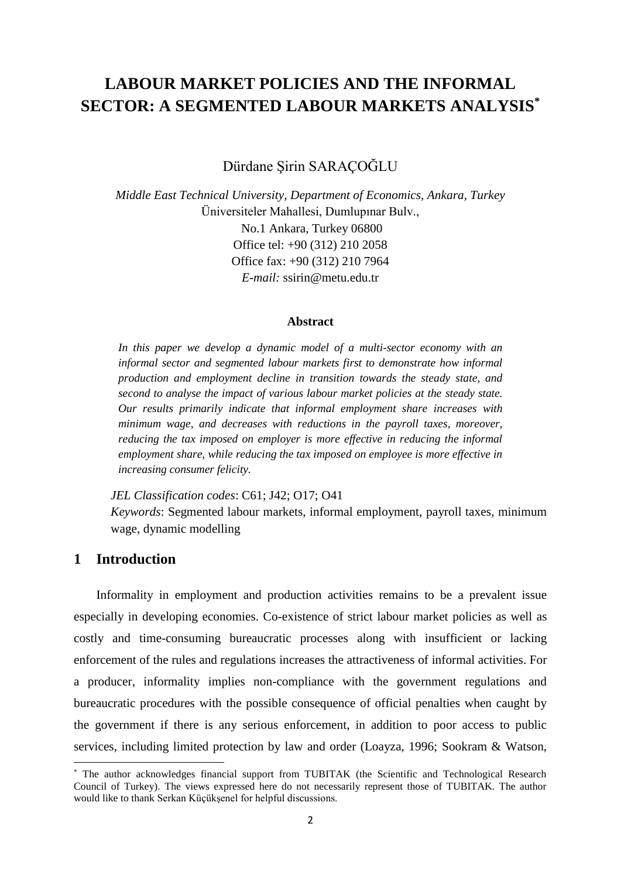# LABOUR MARKET POLICIES AND THE INFORMAL SECTOR: A SEGMENTED LABOUR MARKETS ANALYSIS*

Dürdane Şirin SARAÇOĞLU

*Middle East Technical University, Department of Economics, Ankara, Turkey*
Üniversiteler Mahallesi, Dumlupınar Bulv.,
No.1 Ankara, Turkey 06800
Office tel: +90 (312) 210 2058
Office fax: +90 (312) 210 7964
*E-mail:* ssirin@metu.edu.tr

### Abstract

*In this paper we develop a dynamic model of a multi-sector economy with an informal sector and segmented labour markets first to demonstrate how informal production and employment decline in transition towards the steady state, and second to analyse the impact of various labour market policies at the steady state. Our results primarily indicate that informal employment share increases with minimum wage, and decreases with reductions in the payroll taxes, moreover, reducing the tax imposed on employer is more effective in reducing the informal employment share, while reducing the tax imposed on employee is more effective in increasing consumer felicity.*

*JEL Classification codes*: C61; J42; O17; O41

*Keywords*: Segmented labour markets, informal employment, payroll taxes, minimum wage, dynamic modelling

## 1 Introduction

Informality in employment and production activities remains to be a prevalent issue especially in developing economies. Co-existence of strict labour market policies as well as costly and time-consuming bureaucratic processes along with insufficient or lacking enforcement of the rules and regulations increases the attractiveness of informal activities. For a producer, informality implies non-compliance with the government regulations and bureaucratic procedures with the possible consequence of official penalties when caught by the government if there is any serious enforcement, in addition to poor access to public services, including limited protection by law and order (Loayza, 1996; Sookram & Watson,

---

* The author acknowledges financial support from TUBITAK (the Scientific and Technological Research Council of Turkey). The views expressed here do not necessarily represent those of TUBITAK. The author would like to thank Serkan Küçükşenel for helpful discussions.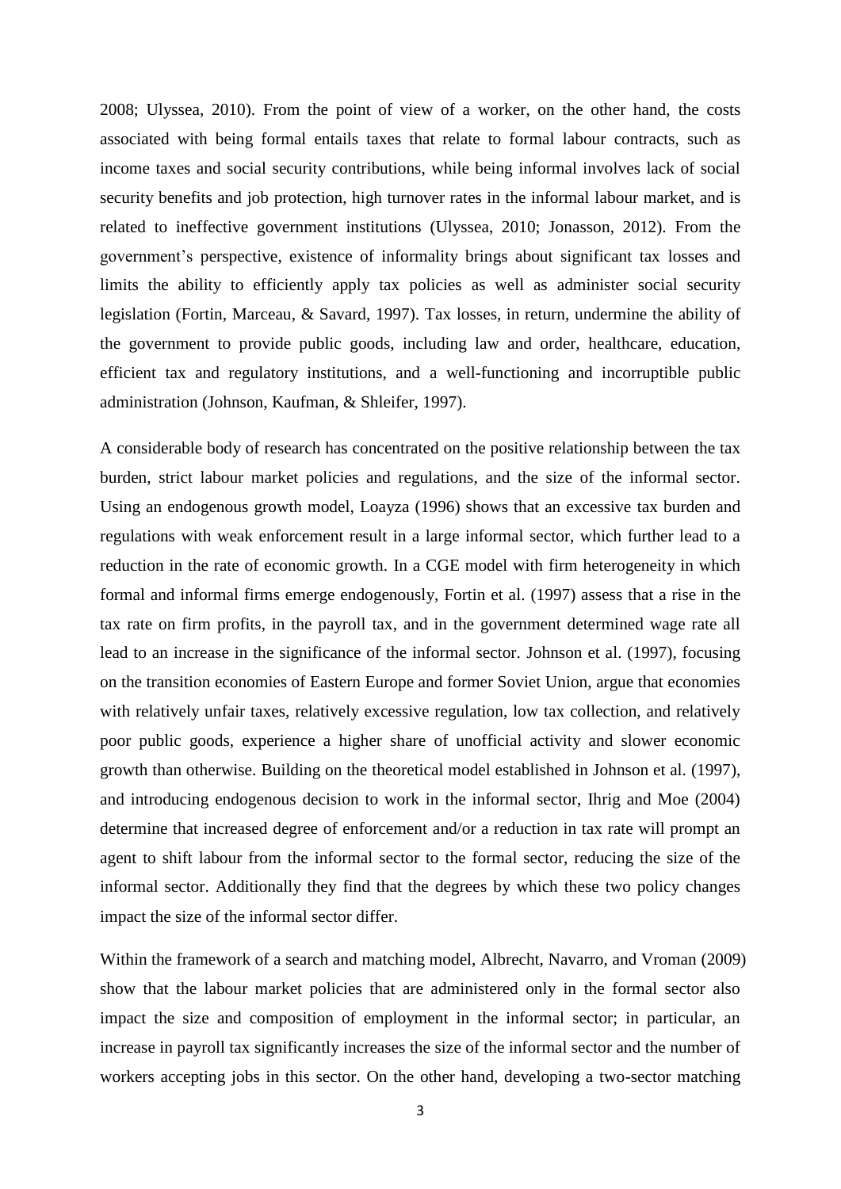2008; Ulyssea, 2010). From the point of view of a worker, on the other hand, the costs associated with being formal entails taxes that relate to formal labour contracts, such as income taxes and social security contributions, while being informal involves lack of social security benefits and job protection, high turnover rates in the informal labour market, and is related to ineffective government institutions (Ulyssea, 2010; Jonasson, 2012). From the government's perspective, existence of informality brings about significant tax losses and limits the ability to efficiently apply tax policies as well as administer social security legislation (Fortin, Marceau, & Savard, 1997). Tax losses, in return, undermine the ability of the government to provide public goods, including law and order, healthcare, education, efficient tax and regulatory institutions, and a well-functioning and incorruptible public administration (Johnson, Kaufman, & Shleifer, 1997).

A considerable body of research has concentrated on the positive relationship between the tax burden, strict labour market policies and regulations, and the size of the informal sector. Using an endogenous growth model, Loayza (1996) shows that an excessive tax burden and regulations with weak enforcement result in a large informal sector, which further lead to a reduction in the rate of economic growth. In a CGE model with firm heterogeneity in which formal and informal firms emerge endogenously, Fortin et al. (1997) assess that a rise in the tax rate on firm profits, in the payroll tax, and in the government determined wage rate all lead to an increase in the significance of the informal sector. Johnson et al. (1997), focusing on the transition economies of Eastern Europe and former Soviet Union, argue that economies with relatively unfair taxes, relatively excessive regulation, low tax collection, and relatively poor public goods, experience a higher share of unofficial activity and slower economic growth than otherwise. Building on the theoretical model established in Johnson et al. (1997), and introducing endogenous decision to work in the informal sector, Ihrig and Moe (2004) determine that increased degree of enforcement and/or a reduction in tax rate will prompt an agent to shift labour from the informal sector to the formal sector, reducing the size of the informal sector. Additionally they find that the degrees by which these two policy changes impact the size of the informal sector differ.

Within the framework of a search and matching model, Albrecht, Navarro, and Vroman (2009) show that the labour market policies that are administered only in the formal sector also impact the size and composition of employment in the informal sector; in particular, an increase in payroll tax significantly increases the size of the informal sector and the number of workers accepting jobs in this sector. On the other hand, developing a two-sector matching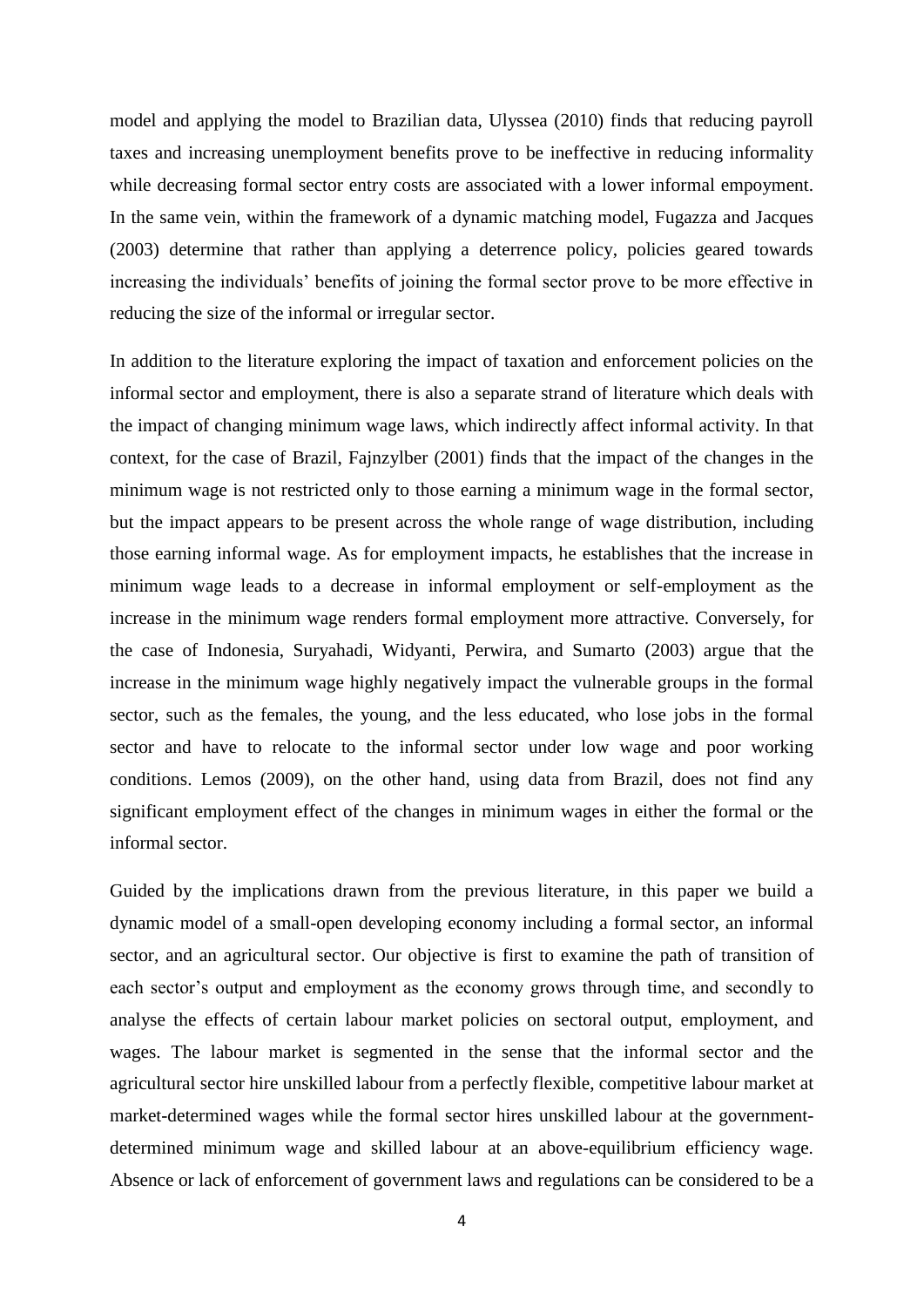model and applying the model to Brazilian data, Ulyssea (2010) finds that reducing payroll taxes and increasing unemployment benefits prove to be ineffective in reducing informality while decreasing formal sector entry costs are associated with a lower informal empoyment. In the same vein, within the framework of a dynamic matching model, Fugazza and Jacques (2003) determine that rather than applying a deterrence policy, policies geared towards increasing the individuals' benefits of joining the formal sector prove to be more effective in reducing the size of the informal or irregular sector.

In addition to the literature exploring the impact of taxation and enforcement policies on the informal sector and employment, there is also a separate strand of literature which deals with the impact of changing minimum wage laws, which indirectly affect informal activity. In that context, for the case of Brazil, Fajnzylber (2001) finds that the impact of the changes in the minimum wage is not restricted only to those earning a minimum wage in the formal sector, but the impact appears to be present across the whole range of wage distribution, including those earning informal wage. As for employment impacts, he establishes that the increase in minimum wage leads to a decrease in informal employment or self-employment as the increase in the minimum wage renders formal employment more attractive. Conversely, for the case of Indonesia, Suryahadi, Widyanti, Perwira, and Sumarto (2003) argue that the increase in the minimum wage highly negatively impact the vulnerable groups in the formal sector, such as the females, the young, and the less educated, who lose jobs in the formal sector and have to relocate to the informal sector under low wage and poor working conditions. Lemos (2009), on the other hand, using data from Brazil, does not find any significant employment effect of the changes in minimum wages in either the formal or the informal sector.

Guided by the implications drawn from the previous literature, in this paper we build a dynamic model of a small-open developing economy including a formal sector, an informal sector, and an agricultural sector. Our objective is first to examine the path of transition of each sector's output and employment as the economy grows through time, and secondly to analyse the effects of certain labour market policies on sectoral output, employment, and wages. The labour market is segmented in the sense that the informal sector and the agricultural sector hire unskilled labour from a perfectly flexible, competitive labour market at market-determined wages while the formal sector hires unskilled labour at the government-determined minimum wage and skilled labour at an above-equilibrium efficiency wage. Absence or lack of enforcement of government laws and regulations can be considered to be a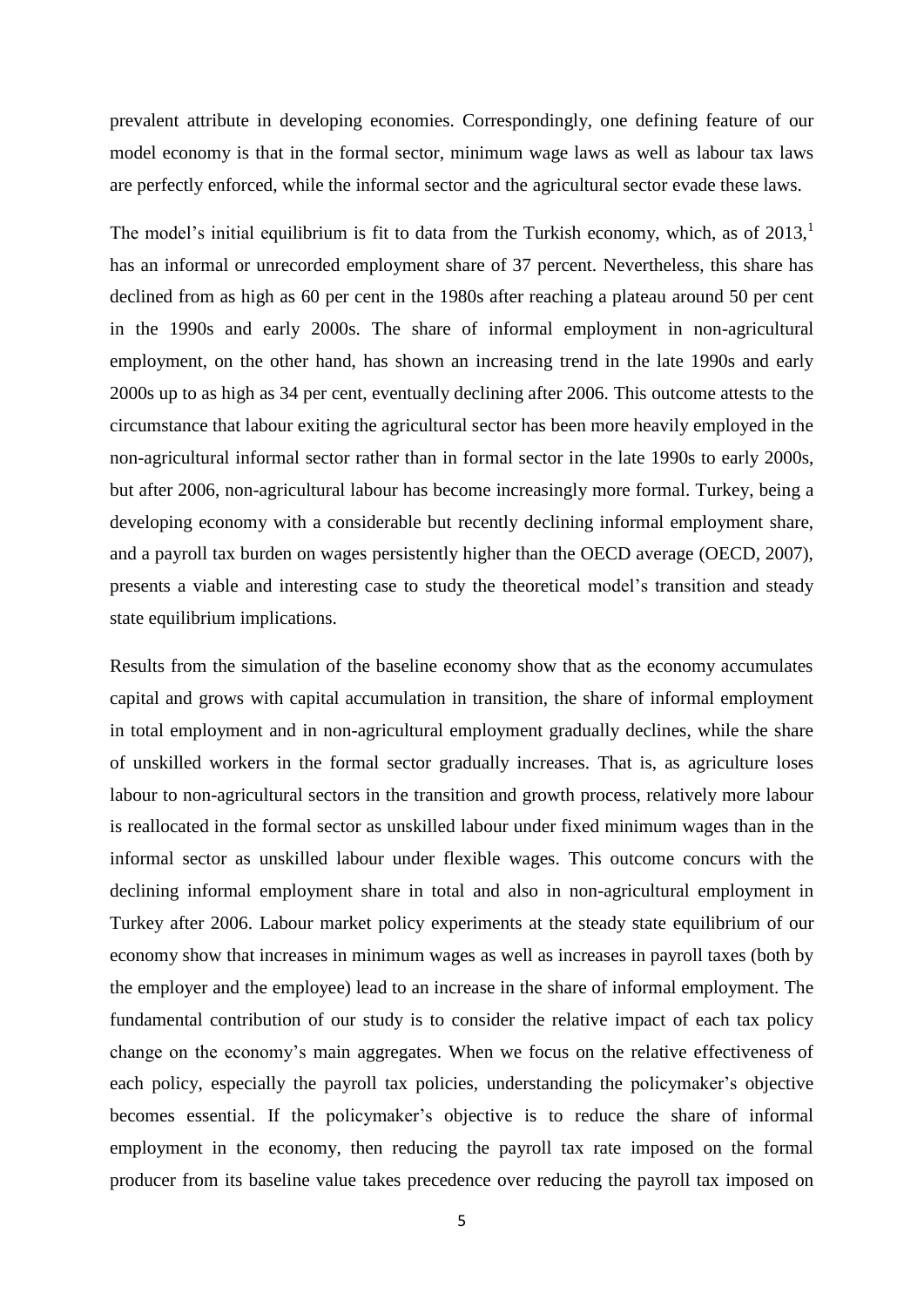prevalent attribute in developing economies. Correspondingly, one defining feature of our model economy is that in the formal sector, minimum wage laws as well as labour tax laws are perfectly enforced, while the informal sector and the agricultural sector evade these laws.

The model's initial equilibrium is fit to data from the Turkish economy, which, as of 2013,[1] has an informal or unrecorded employment share of 37 percent. Nevertheless, this share has declined from as high as 60 per cent in the 1980s after reaching a plateau around 50 per cent in the 1990s and early 2000s. The share of informal employment in non-agricultural employment, on the other hand, has shown an increasing trend in the late 1990s and early 2000s up to as high as 34 per cent, eventually declining after 2006. This outcome attests to the circumstance that labour exiting the agricultural sector has been more heavily employed in the non-agricultural informal sector rather than in formal sector in the late 1990s to early 2000s, but after 2006, non-agricultural labour has become increasingly more formal. Turkey, being a developing economy with a considerable but recently declining informal employment share, and a payroll tax burden on wages persistently higher than the OECD average (OECD, 2007), presents a viable and interesting case to study the theoretical model's transition and steady state equilibrium implications.

Results from the simulation of the baseline economy show that as the economy accumulates capital and grows with capital accumulation in transition, the share of informal employment in total employment and in non-agricultural employment gradually declines, while the share of unskilled workers in the formal sector gradually increases. That is, as agriculture loses labour to non-agricultural sectors in the transition and growth process, relatively more labour is reallocated in the formal sector as unskilled labour under fixed minimum wages than in the informal sector as unskilled labour under flexible wages. This outcome concurs with the declining informal employment share in total and also in non-agricultural employment in Turkey after 2006. Labour market policy experiments at the steady state equilibrium of our economy show that increases in minimum wages as well as increases in payroll taxes (both by the employer and the employee) lead to an increase in the share of informal employment. The fundamental contribution of our study is to consider the relative impact of each tax policy change on the economy's main aggregates. When we focus on the relative effectiveness of each policy, especially the payroll tax policies, understanding the policymaker's objective becomes essential. If the policymaker's objective is to reduce the share of informal employment in the economy, then reducing the payroll tax rate imposed on the formal producer from its baseline value takes precedence over reducing the payroll tax imposed on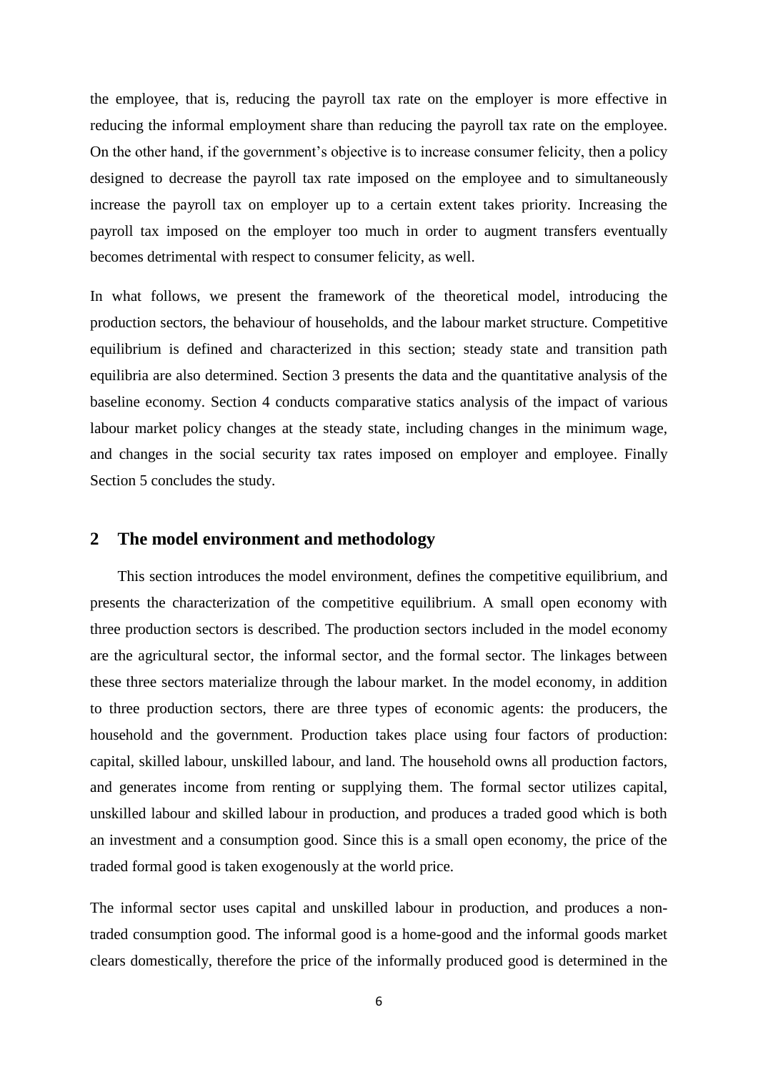the employee, that is, reducing the payroll tax rate on the employer is more effective in reducing the informal employment share than reducing the payroll tax rate on the employee. On the other hand, if the government's objective is to increase consumer felicity, then a policy designed to decrease the payroll tax rate imposed on the employee and to simultaneously increase the payroll tax on employer up to a certain extent takes priority. Increasing the payroll tax imposed on the employer too much in order to augment transfers eventually becomes detrimental with respect to consumer felicity, as well.

In what follows, we present the framework of the theoretical model, introducing the production sectors, the behaviour of households, and the labour market structure. Competitive equilibrium is defined and characterized in this section; steady state and transition path equilibria are also determined. Section 3 presents the data and the quantitative analysis of the baseline economy. Section 4 conducts comparative statics analysis of the impact of various labour market policy changes at the steady state, including changes in the minimum wage, and changes in the social security tax rates imposed on employer and employee. Finally Section 5 concludes the study.

## 2 The model environment and methodology

This section introduces the model environment, defines the competitive equilibrium, and presents the characterization of the competitive equilibrium. A small open economy with three production sectors is described. The production sectors included in the model economy are the agricultural sector, the informal sector, and the formal sector. The linkages between these three sectors materialize through the labour market. In the model economy, in addition to three production sectors, there are three types of economic agents: the producers, the household and the government. Production takes place using four factors of production: capital, skilled labour, unskilled labour, and land. The household owns all production factors, and generates income from renting or supplying them. The formal sector utilizes capital, unskilled labour and skilled labour in production, and produces a traded good which is both an investment and a consumption good. Since this is a small open economy, the price of the traded formal good is taken exogenously at the world price.

The informal sector uses capital and unskilled labour in production, and produces a non-traded consumption good. The informal good is a home-good and the informal goods market clears domestically, therefore the price of the informally produced good is determined in the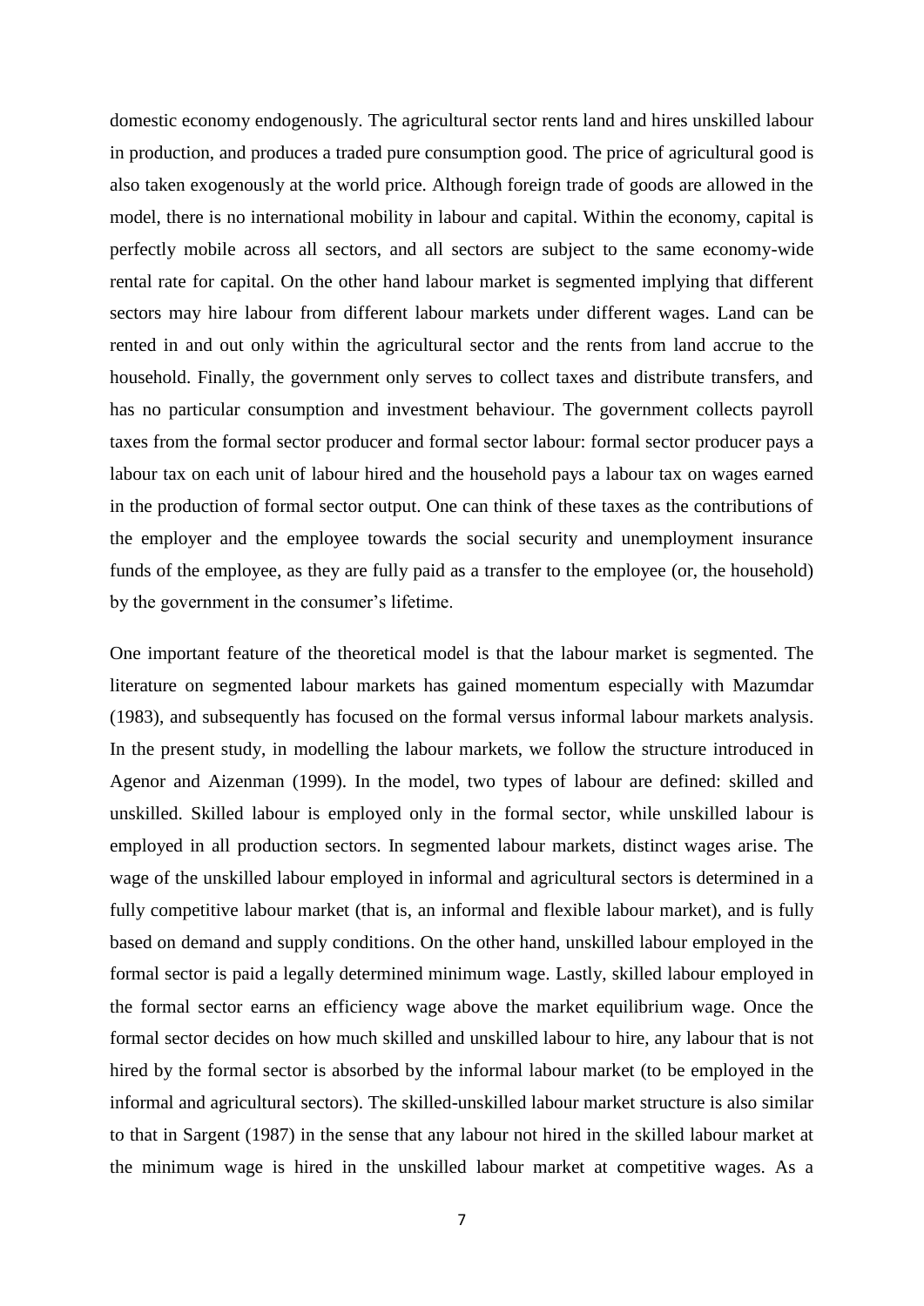domestic economy endogenously. The agricultural sector rents land and hires unskilled labour in production, and produces a traded pure consumption good. The price of agricultural good is also taken exogenously at the world price. Although foreign trade of goods are allowed in the model, there is no international mobility in labour and capital. Within the economy, capital is perfectly mobile across all sectors, and all sectors are subject to the same economy-wide rental rate for capital. On the other hand labour market is segmented implying that different sectors may hire labour from different labour markets under different wages. Land can be rented in and out only within the agricultural sector and the rents from land accrue to the household. Finally, the government only serves to collect taxes and distribute transfers, and has no particular consumption and investment behaviour. The government collects payroll taxes from the formal sector producer and formal sector labour: formal sector producer pays a labour tax on each unit of labour hired and the household pays a labour tax on wages earned in the production of formal sector output. One can think of these taxes as the contributions of the employer and the employee towards the social security and unemployment insurance funds of the employee, as they are fully paid as a transfer to the employee (or, the household) by the government in the consumer's lifetime.

One important feature of the theoretical model is that the labour market is segmented. The literature on segmented labour markets has gained momentum especially with Mazumdar (1983), and subsequently has focused on the formal versus informal labour markets analysis. In the present study, in modelling the labour markets, we follow the structure introduced in Agenor and Aizenman (1999). In the model, two types of labour are defined: skilled and unskilled. Skilled labour is employed only in the formal sector, while unskilled labour is employed in all production sectors. In segmented labour markets, distinct wages arise. The wage of the unskilled labour employed in informal and agricultural sectors is determined in a fully competitive labour market (that is, an informal and flexible labour market), and is fully based on demand and supply conditions. On the other hand, unskilled labour employed in the formal sector is paid a legally determined minimum wage. Lastly, skilled labour employed in the formal sector earns an efficiency wage above the market equilibrium wage. Once the formal sector decides on how much skilled and unskilled labour to hire, any labour that is not hired by the formal sector is absorbed by the informal labour market (to be employed in the informal and agricultural sectors). The skilled-unskilled labour market structure is also similar to that in Sargent (1987) in the sense that any labour not hired in the skilled labour market at the minimum wage is hired in the unskilled labour market at competitive wages. As a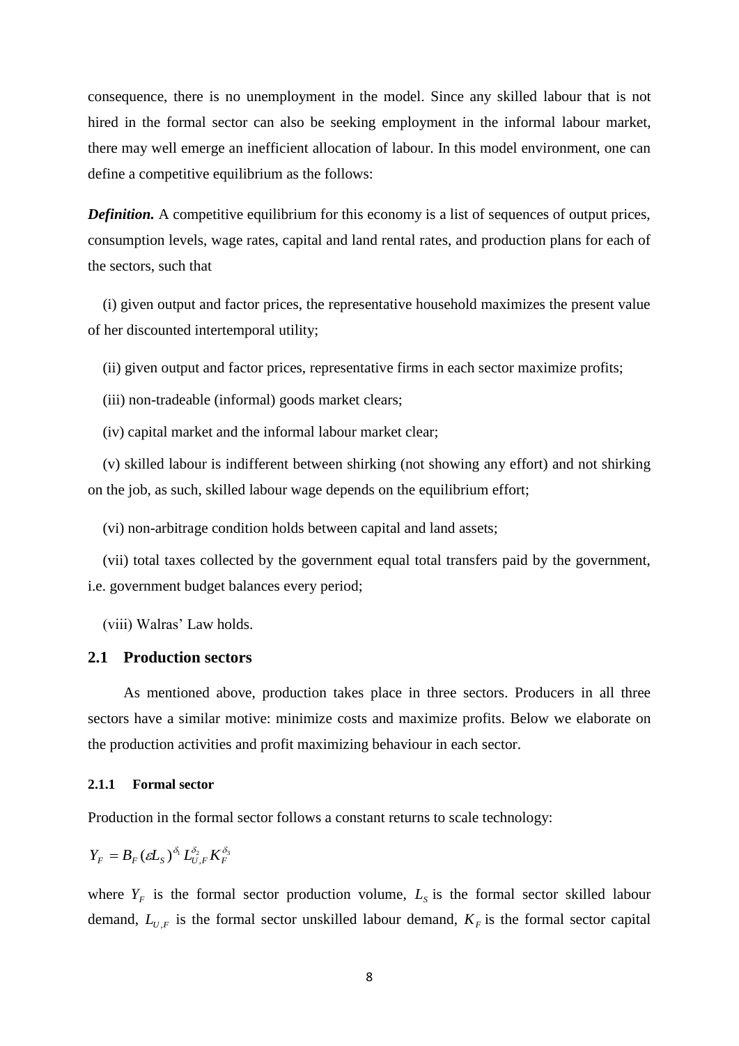consequence, there is no unemployment in the model. Since any skilled labour that is not hired in the formal sector can also be seeking employment in the informal labour market, there may well emerge an inefficient allocation of labour. In this model environment, one can define a competitive equilibrium as the follows:

***Definition.*** A competitive equilibrium for this economy is a list of sequences of output prices, consumption levels, wage rates, capital and land rental rates, and production plans for each of the sectors, such that

(i) given output and factor prices, the representative household maximizes the present value of her discounted intertemporal utility;

(ii) given output and factor prices, representative firms in each sector maximize profits;

(iii) non-tradeable (informal) goods market clears;

(iv) capital market and the informal labour market clear;

(v) skilled labour is indifferent between shirking (not showing any effort) and not shirking on the job, as such, skilled labour wage depends on the equilibrium effort;

(vi) non-arbitrage condition holds between capital and land assets;

(vii) total taxes collected by the government equal total transfers paid by the government, i.e. government budget balances every period;

(viii) Walras' Law holds.

## 2.1 Production sectors

As mentioned above, production takes place in three sectors. Producers in all three sectors have a similar motive: minimize costs and maximize profits. Below we elaborate on the production activities and profit maximizing behaviour in each sector.

### 2.1.1 Formal sector

Production in the formal sector follows a constant returns to scale technology:

$$Y_F = B_F(\varepsilon L_S)^{\delta_1} L_{U,F}^{\delta_2} K_F^{\delta_3}$$

where $Y_F$ is the formal sector production volume, $L_S$ is the formal sector skilled labour demand, $L_{U,F}$ is the formal sector unskilled labour demand, $K_F$ is the formal sector capital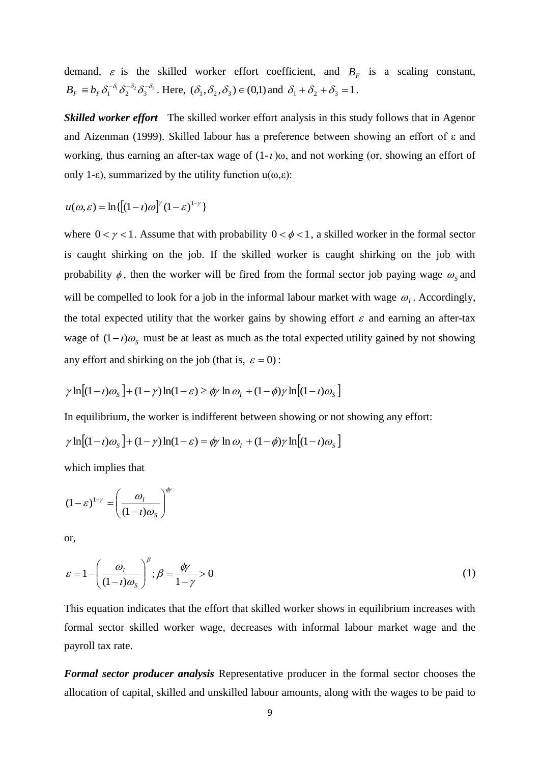demand, $\varepsilon$ is the skilled worker effort coefficient, and $B_F$ is a scaling constant, $B_F \equiv b_F \delta_1^{-\delta_1} \delta_2^{-\delta_2} \delta_3^{-\delta_3}$. Here, $(\delta_1, \delta_2, \delta_3) \in (0,1)$ and $\delta_1 + \delta_2 + \delta_3 = 1$.

***Skilled worker effort*** The skilled worker effort analysis in this study follows that in Agenor and Aizenman (1999). Skilled labour has a preference between showing an effort of $\varepsilon$ and working, thus earning an after-tax wage of $(1-\iota)\omega$, and not working (or, showing an effort of only $1-\varepsilon$), summarized by the utility function $u(\omega,\varepsilon)$:

$$u(\omega,\varepsilon) = \ln\{[(1-\iota)\omega]^{\gamma} (1-\varepsilon)^{1-\gamma}\}$$

where $0 < \gamma < 1$. Assume that with probability $0 < \phi < 1$, a skilled worker in the formal sector is caught shirking on the job. If the skilled worker is caught shirking on the job with probability $\phi$, then the worker will be fired from the formal sector job paying wage $\omega_S$ and will be compelled to look for a job in the informal labour market with wage $\omega_I$. Accordingly, the total expected utility that the worker gains by showing effort $\varepsilon$ and earning an after-tax wage of $(1-\iota)\omega_S$ must be at least as much as the total expected utility gained by not showing any effort and shirking on the job (that is, $\varepsilon = 0$):

$$\gamma \ln[(1-\iota)\omega_S] + (1-\gamma)\ln(1-\varepsilon) \geq \phi\gamma \ln \omega_I + (1-\phi)\gamma \ln[(1-\iota)\omega_S]$$

In equilibrium, the worker is indifferent between showing or not showing any effort:

$$\gamma \ln[(1-\iota)\omega_S] + (1-\gamma)\ln(1-\varepsilon) = \phi\gamma \ln \omega_I + (1-\phi)\gamma \ln[(1-\iota)\omega_S]$$

which implies that

$$(1-\varepsilon)^{1-\gamma} = \left(\frac{\omega_I}{(1-\iota)\omega_S}\right)^{\phi\gamma}$$

or,

$$\varepsilon = 1 - \left(\frac{\omega_I}{(1-\iota)\omega_S}\right)^{\beta}; \beta = \frac{\phi\gamma}{1-\gamma} > 0 \tag{1}$$

This equation indicates that the effort that skilled worker shows in equilibrium increases with formal sector skilled worker wage, decreases with informal labour market wage and the payroll tax rate.

***Formal sector producer analysis*** Representative producer in the formal sector chooses the allocation of capital, skilled and unskilled labour amounts, along with the wages to be paid to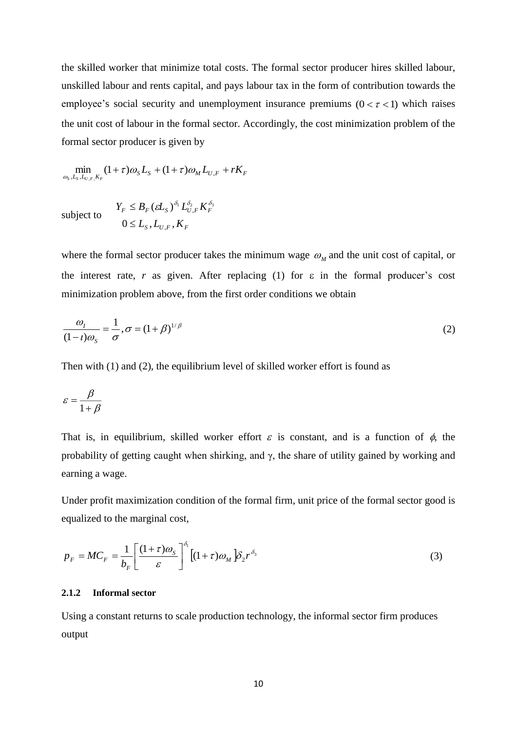the skilled worker that minimize total costs. The formal sector producer hires skilled labour, unskilled labour and rents capital, and pays labour tax in the form of contribution towards the employee's social security and unemployment insurance premiums $(0 < \tau < 1)$ which raises the unit cost of labour in the formal sector. Accordingly, the cost minimization problem of the formal sector producer is given by

$$\min_{\omega_S, L_S, L_{U,F}, K_F} (1+\tau)\omega_S L_S + (1+\tau)\omega_M L_{U,F} + rK_F$$

subject to

$$Y_F \leq B_F (\varepsilon L_S)^{\delta_1} L_{U,F}^{\delta_2} K_F^{\delta_3}$$
$$0 \leq L_S, L_{U,F}, K_F$$

where the formal sector producer takes the minimum wage $\omega_M$ and the unit cost of capital, or the interest rate, $r$ as given. After replacing (1) for $\varepsilon$ in the formal producer's cost minimization problem above, from the first order conditions we obtain

$$\frac{\omega_I}{(1-\iota)\omega_S} = \frac{1}{\sigma}, \sigma = (1+\beta)^{1/\beta} \tag{2}$$

Then with (1) and (2), the equilibrium level of skilled worker effort is found as

$$\varepsilon = \frac{\beta}{1+\beta}$$

That is, in equilibrium, skilled worker effort $\varepsilon$ is constant, and is a function of $\phi$, the probability of getting caught when shirking, and $\gamma$, the share of utility gained by working and earning a wage.

Under profit maximization condition of the formal firm, unit price of the formal sector good is equalized to the marginal cost,

$$p_F = MC_F = \frac{1}{b_F}\left[\frac{(1+\tau)\omega_S}{\varepsilon}\right]^{\delta_1}\left[(1+\tau)\omega_M\right]\delta_2 r^{\delta_3} \tag{3}$$

### 2.1.2 Informal sector

Using a constant returns to scale production technology, the informal sector firm produces output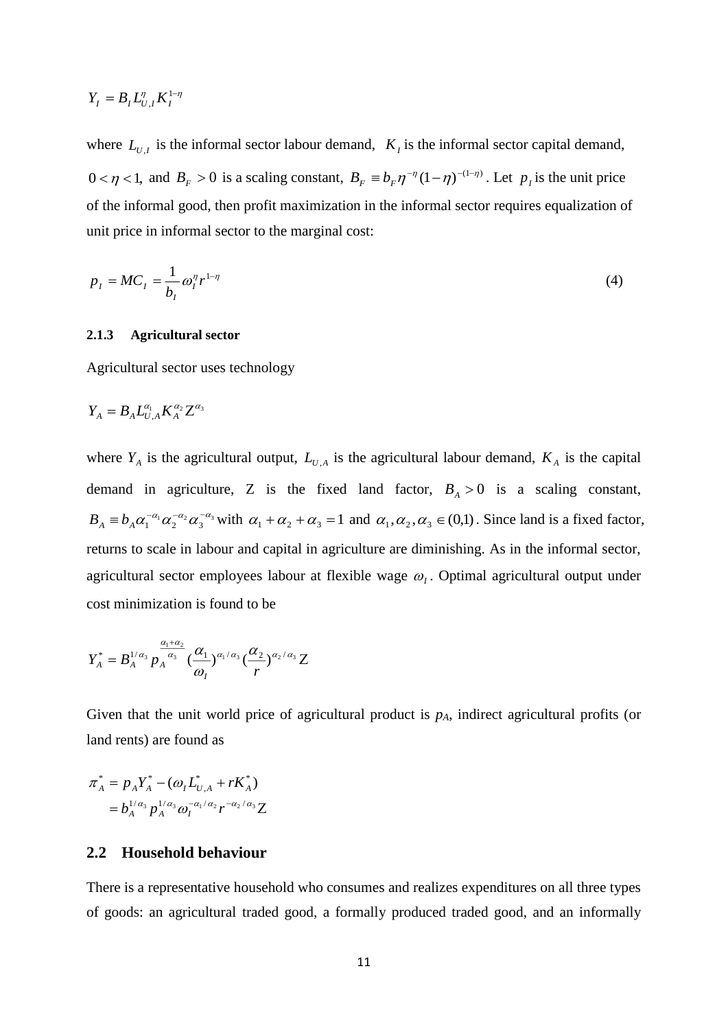$$Y_I = B_I L_{U,I}^{\eta} K_I^{1-\eta}$$

where $L_{U,I}$ is the informal sector labour demand, $K_I$ is the informal sector capital demand, $0 < \eta < 1$, and $B_F > 0$ is a scaling constant, $B_F \equiv b_F \eta^{-\eta}(1-\eta)^{-(1-\eta)}$. Let $p_I$ is the unit price of the informal good, then profit maximization in the informal sector requires equalization of unit price in informal sector to the marginal cost:

$$p_I = MC_I = \frac{1}{b_I}\omega_I^{\eta} r^{1-\eta} \tag{4}$$

### 2.1.3 Agricultural sector

Agricultural sector uses technology

$$Y_A = B_A L_{U,A}^{\alpha_1} K_A^{\alpha_2} Z^{\alpha_3}$$

where $Y_A$ is the agricultural output, $L_{U,A}$ is the agricultural labour demand, $K_A$ is the capital demand in agriculture, Z is the fixed land factor, $B_A > 0$ is a scaling constant, $B_A \equiv b_A \alpha_1^{-\alpha_1} \alpha_2^{-\alpha_2} \alpha_3^{-\alpha_3}$ with $\alpha_1 + \alpha_2 + \alpha_3 = 1$ and $\alpha_1, \alpha_2, \alpha_3 \in (0,1)$. Since land is a fixed factor, returns to scale in labour and capital in agriculture are diminishing. As in the informal sector, agricultural sector employees labour at flexible wage $\omega_I$. Optimal agricultural output under cost minimization is found to be

$$Y_A^* = B_A^{1/\alpha_3} p_A^{\frac{\alpha_1+\alpha_2}{\alpha_3}} \left(\frac{\alpha_1}{\omega_I}\right)^{\alpha_1/\alpha_3} \left(\frac{\alpha_2}{r}\right)^{\alpha_2/\alpha_3} Z$$

Given that the unit world price of agricultural product is $p_A$, indirect agricultural profits (or land rents) are found as

$$\begin{aligned}
\pi_A^* &= p_A Y_A^* - (\omega_I L_{U,A}^* + r K_A^*) \\
&= b_A^{1/\alpha_3} p_A^{1/\alpha_3} \omega_I^{-\alpha_1/\alpha_2} r^{-\alpha_2/\alpha_3} Z
\end{aligned}$$

## 2.2 Household behaviour

There is a representative household who consumes and realizes expenditures on all three types of goods: an agricultural traded good, a formally produced traded good, and an informally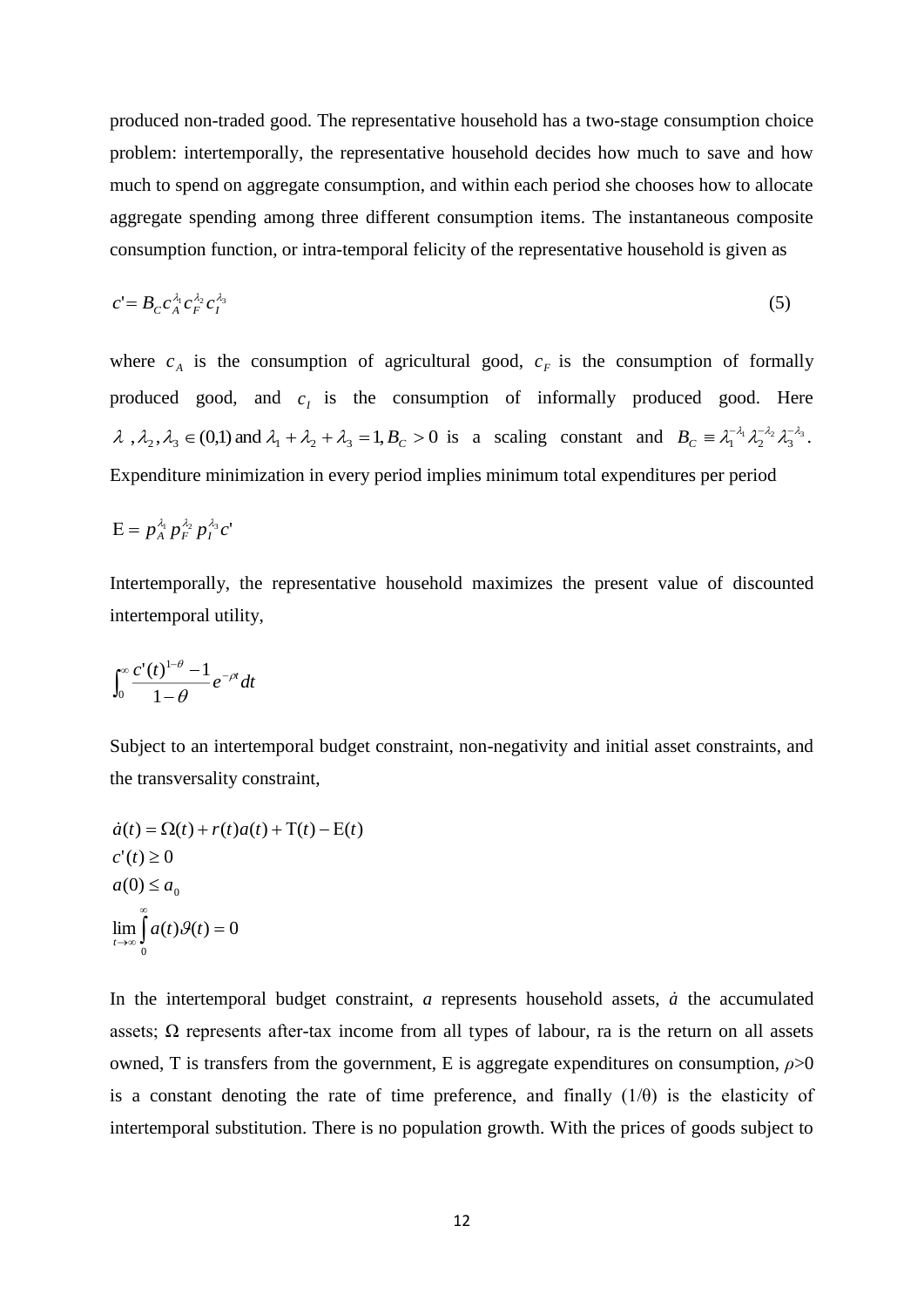produced non-traded good. The representative household has a two-stage consumption choice problem: intertemporally, the representative household decides how much to save and how much to spend on aggregate consumption, and within each period she chooses how to allocate aggregate spending among three different consumption items. The instantaneous composite consumption function, or intra-temporal felicity of the representative household is given as

$$c' = B_C c_A^{\lambda_1} c_F^{\lambda_2} c_I^{\lambda_3} \tag{5}$$

where $c_A$ is the consumption of agricultural good, $c_F$ is the consumption of formally produced good, and $c_I$ is the consumption of informally produced good. Here $\lambda, \lambda_2, \lambda_3 \in (0,1)$ and $\lambda_1 + \lambda_2 + \lambda_3 = 1, B_C > 0$ is a scaling constant and $B_C \equiv \lambda_1^{-\lambda_1} \lambda_2^{-\lambda_2} \lambda_3^{-\lambda_3}$. Expenditure minimization in every period implies minimum total expenditures per period

$$\mathrm{E} = p_A^{\lambda_1} p_F^{\lambda_2} p_I^{\lambda_3} c'$$

Intertemporally, the representative household maximizes the present value of discounted intertemporal utility,

$$\int_0^\infty \frac{c'(t)^{1-\theta} - 1}{1-\theta} e^{-\rho t} dt$$

Subject to an intertemporal budget constraint, non-negativity and initial asset constraints, and the transversality constraint,

$$\dot{a}(t) = \Omega(t) + r(t)a(t) + \mathrm{T}(t) - \mathrm{E}(t)$$
$$c'(t) \geq 0$$
$$a(0) \leq a_0$$
$$\lim_{t \to \infty} \int_0^\infty a(t)\vartheta(t) = 0$$

In the intertemporal budget constraint, $a$ represents household assets, $\dot{a}$ the accumulated assets; $\Omega$ represents after-tax income from all types of labour, ra is the return on all assets owned, T is transfers from the government, E is aggregate expenditures on consumption, $\rho > 0$ is a constant denoting the rate of time preference, and finally $(1/\theta)$ is the elasticity of intertemporal substitution. There is no population growth. With the prices of goods subject to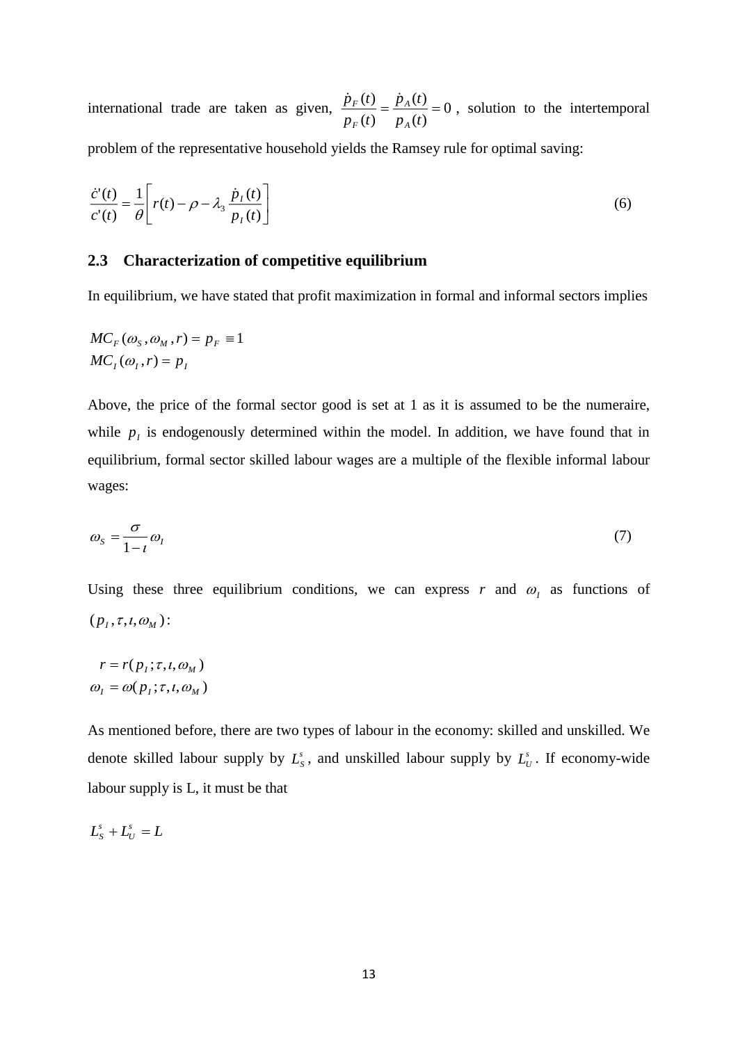international trade are taken as given, $\frac{\dot{p}_F(t)}{p_F(t)} = \frac{\dot{p}_A(t)}{p_A(t)} = 0$, solution to the intertemporal problem of the representative household yields the Ramsey rule for optimal saving:

$$\frac{\dot{c}'(t)}{c'(t)} = \frac{1}{\theta}\left[ r(t) - \rho - \lambda_3 \frac{\dot{p}_I(t)}{p_I(t)} \right] \tag{6}$$

## 2.3 Characterization of competitive equilibrium

In equilibrium, we have stated that profit maximization in formal and informal sectors implies

$$\begin{aligned} MC_F(\omega_S, \omega_M, r) &= p_F \equiv 1 \\ MC_I(\omega_I, r) &= p_I \end{aligned}$$

Above, the price of the formal sector good is set at 1 as it is assumed to be the numeraire, while $p_I$ is endogenously determined within the model. In addition, we have found that in equilibrium, formal sector skilled labour wages are a multiple of the flexible informal labour wages:

$$\omega_S = \frac{\sigma}{1-\iota}\omega_I \tag{7}$$

Using these three equilibrium conditions, we can express $r$ and $\omega_I$ as functions of $(p_I, \tau, \iota, \omega_M)$:

$$\begin{aligned} r &= r(p_I; \tau, \iota, \omega_M) \\ \omega_I &= \omega(p_I; \tau, \iota, \omega_M) \end{aligned}$$

As mentioned before, there are two types of labour in the economy: skilled and unskilled. We denote skilled labour supply by $L_S^s$, and unskilled labour supply by $L_U^s$. If economy-wide labour supply is L, it must be that

$$L_S^s + L_U^s = L$$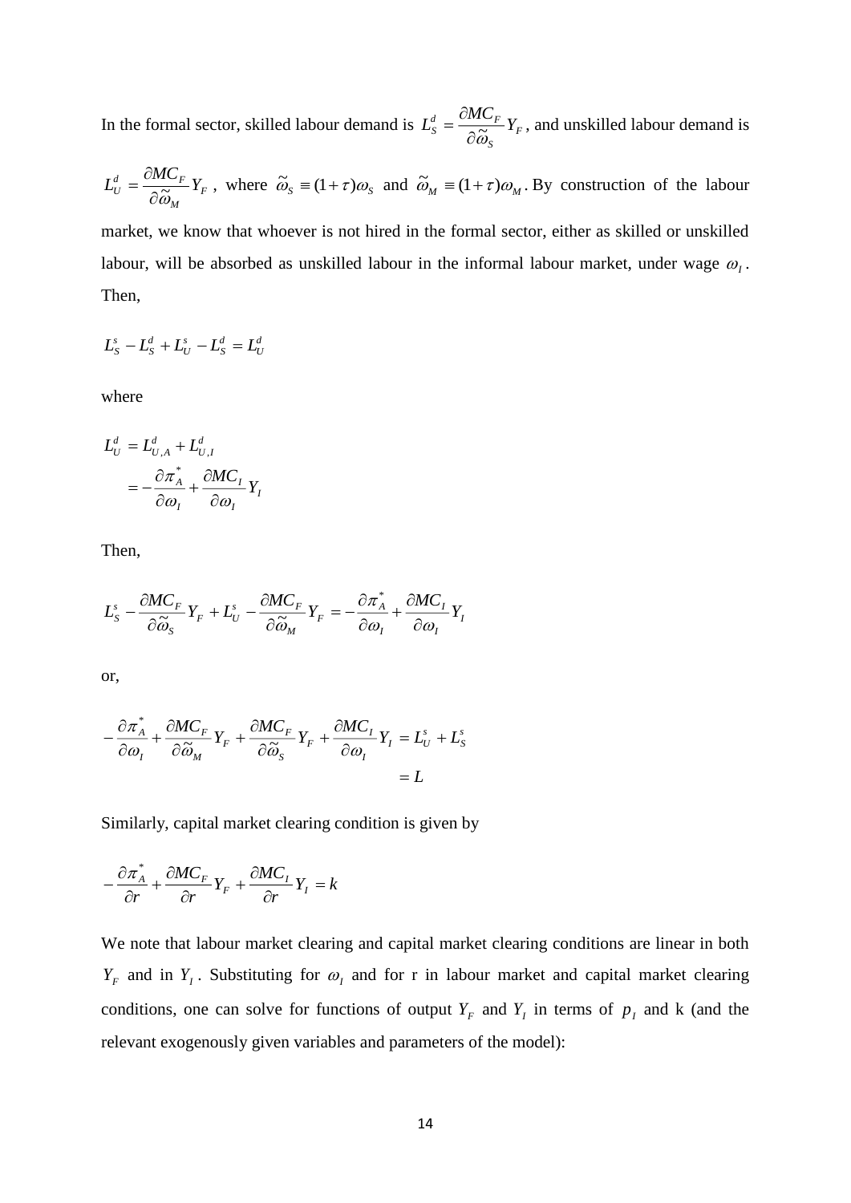In the formal sector, skilled labour demand is $L_S^d = \dfrac{\partial MC_F}{\partial \tilde{\omega}_S} Y_F$, and unskilled labour demand is $L_U^d = \dfrac{\partial MC_F}{\partial \tilde{\omega}_M} Y_F$, where $\tilde{\omega}_S \equiv (1+\tau)\omega_S$ and $\tilde{\omega}_M \equiv (1+\tau)\omega_M$. By construction of the labour market, we know that whoever is not hired in the formal sector, either as skilled or unskilled labour, will be absorbed as unskilled labour in the informal labour market, under wage $\omega_I$. Then,

$$L_S^s - L_S^d + L_U^s - L_S^d = L_U^d$$

where

$$\begin{aligned} L_U^d &= L_{U,A}^d + L_{U,I}^d \\ &= -\frac{\partial \pi_A^*}{\partial \omega_I} + \frac{\partial MC_I}{\partial \omega_I} Y_I \end{aligned}$$

Then,

$$L_S^s - \frac{\partial MC_F}{\partial \tilde{\omega}_S} Y_F + L_U^s - \frac{\partial MC_F}{\partial \tilde{\omega}_M} Y_F = -\frac{\partial \pi_A^*}{\partial \omega_I} + \frac{\partial MC_I}{\partial \omega_I} Y_I$$

or,

$$\begin{aligned} -\frac{\partial \pi_A^*}{\partial \omega_I} + \frac{\partial MC_F}{\partial \tilde{\omega}_M} Y_F + \frac{\partial MC_F}{\partial \tilde{\omega}_S} Y_F + \frac{\partial MC_I}{\partial \omega_I} Y_I &= L_U^s + L_S^s \\ &= L \end{aligned}$$

Similarly, capital market clearing condition is given by

$$-\frac{\partial \pi_A^*}{\partial r} + \frac{\partial MC_F}{\partial r} Y_F + \frac{\partial MC_I}{\partial r} Y_I = k$$

We note that labour market clearing and capital market clearing conditions are linear in both $Y_F$ and in $Y_I$. Substituting for $\omega_I$ and for r in labour market and capital market clearing conditions, one can solve for functions of output $Y_F$ and $Y_I$ in terms of $p_I$ and k (and the relevant exogenously given variables and parameters of the model):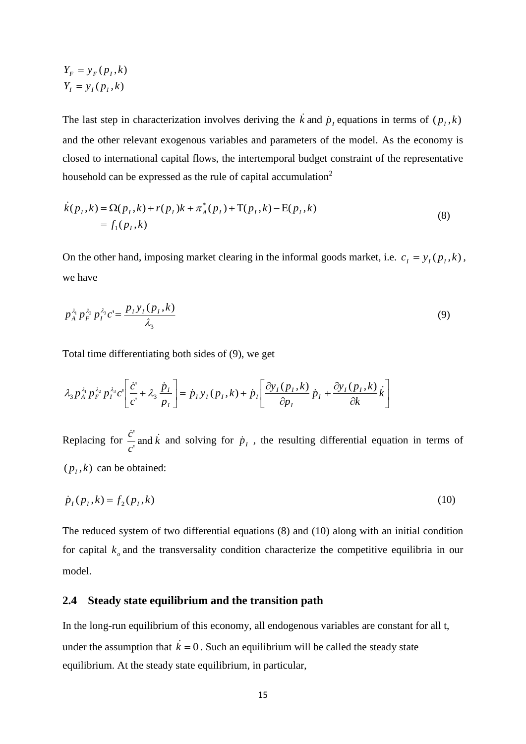$$Y_F = y_F(p_I, k)$$
$$Y_I = y_I(p_I, k)$$

The last step in characterization involves deriving the $\dot{k}$ and $\dot{p}_I$ equations in terms of $(p_I, k)$ and the other relevant exogenous variables and parameters of the model. As the economy is closed to international capital flows, the intertemporal budget constraint of the representative household can be expressed as the rule of capital accumulation[2]

$$\begin{aligned}\dot{k}(p_I, k) &= \Omega(p_I, k) + r(p_I)k + \pi_A^*(p_I) + \mathrm{T}(p_I, k) - \mathrm{E}(p_I, k) \\ &= f_1(p_I, k)\end{aligned} \tag{8}$$

On the other hand, imposing market clearing in the informal goods market, i.e. $c_I = y_I(p_I, k)$, we have

$$p_A^{\lambda_1} p_F^{\lambda_2} p_I^{\lambda_3} c' = \frac{p_I y_I(p_I, k)}{\lambda_3} \tag{9}$$

Total time differentiating both sides of (9), we get

$$\lambda_3 p_A^{\lambda_1} p_F^{\lambda_2} p_I^{\lambda_3} c' \left[ \frac{\dot{c}'}{c'} + \lambda_3 \frac{\dot{p}_I}{p_I} \right] = \dot{p}_I y_I(p_I, k) + \dot{p}_I \left[ \frac{\partial y_I(p_I, k)}{\partial p_I} \dot{p}_I + \frac{\partial y_I(p_I, k)}{\partial k} \dot{k} \right]$$

Replacing for $\frac{\dot{c}'}{c'}$ and $\dot{k}$ and solving for $\dot{p}_I$, the resulting differential equation in terms of $(p_I, k)$ can be obtained:

$$\dot{p}_I(p_I, k) = f_2(p_I, k) \tag{10}$$

The reduced system of two differential equations (8) and (10) along with an initial condition for capital $k_o$ and the transversality condition characterize the competitive equilibria in our model.

### 2.4 Steady state equilibrium and the transition path

In the long-run equilibrium of this economy, all endogenous variables are constant for all t, under the assumption that $\dot{k} = 0$. Such an equilibrium will be called the steady state equilibrium. At the steady state equilibrium, in particular,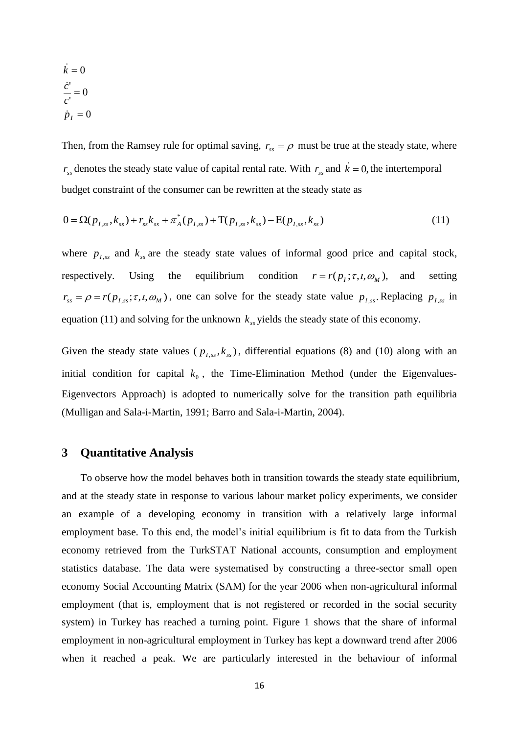$$\dot{k} = 0$$

$$\frac{\dot{c}'}{c'} = 0$$

$$\dot{p}_I = 0$$

Then, from the Ramsey rule for optimal saving, $r_{ss} = \rho$ must be true at the steady state, where $r_{ss}$ denotes the steady state value of capital rental rate. With $r_{ss}$ and $\dot{k} = 0,$ the intertemporal budget constraint of the consumer can be rewritten at the steady state as

$$0 = \Omega(p_{I,ss}, k_{ss}) + r_{ss}k_{ss} + \pi_A^*(p_{I,ss}) + \mathrm{T}(p_{I,ss}, k_{ss}) - \mathrm{E}(p_{I,ss}, k_{ss}) \tag{11}$$

where $p_{I,ss}$ and $k_{ss}$ are the steady state values of informal good price and capital stock, respectively. Using the equilibrium condition $r = r(p_I; \tau, \iota, \omega_M),$ and setting $r_{ss} = \rho = r(p_{I,ss}; \tau, \iota, \omega_M)$, one can solve for the steady state value $p_{I,ss}$. Replacing $p_{I,ss}$ in equation (11) and solving for the unknown $k_{ss}$ yields the steady state of this economy.

Given the steady state values ( $p_{I,ss}, k_{ss}$ ), differential equations (8) and (10) along with an initial condition for capital $k_0$, the Time-Elimination Method (under the Eigenvalues-Eigenvectors Approach) is adopted to numerically solve for the transition path equilibria (Mulligan and Sala-i-Martin, 1991; Barro and Sala-i-Martin, 2004).

## 3 Quantitative Analysis

To observe how the model behaves both in transition towards the steady state equilibrium, and at the steady state in response to various labour market policy experiments, we consider an example of a developing economy in transition with a relatively large informal employment base. To this end, the model's initial equilibrium is fit to data from the Turkish economy retrieved from the TurkSTAT National accounts, consumption and employment statistics database. The data were systematised by constructing a three-sector small open economy Social Accounting Matrix (SAM) for the year 2006 when non-agricultural informal employment (that is, employment that is not registered or recorded in the social security system) in Turkey has reached a turning point. Figure 1 shows that the share of informal employment in non-agricultural employment in Turkey has kept a downward trend after 2006 when it reached a peak. We are particularly interested in the behaviour of informal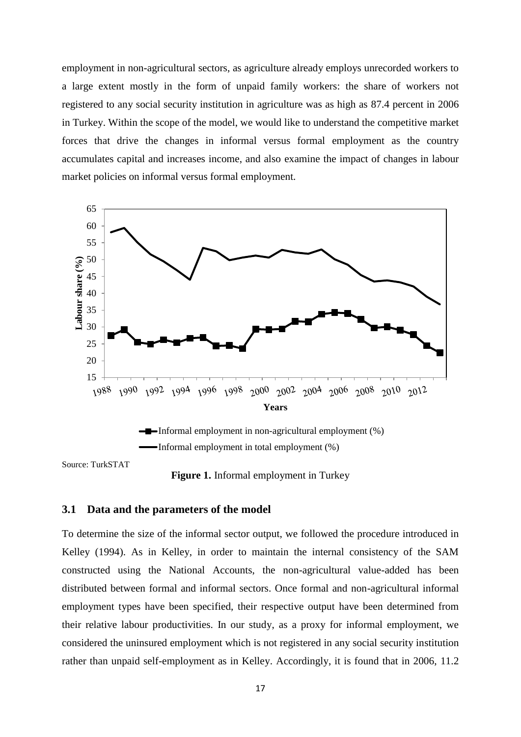employment in non-agricultural sectors, as agriculture already employs unrecorded workers to a large extent mostly in the form of unpaid family workers: the share of workers not registered to any social security institution in agriculture was as high as 87.4 percent in 2006 in Turkey. Within the scope of the model, we would like to understand the competitive market forces that drive the changes in informal versus formal employment as the country accumulates capital and increases income, and also examine the impact of changes in labour market policies on informal versus formal employment.

Source: TurkSTAT

**Figure 1.** Informal employment in Turkey

### 3.1 Data and the parameters of the model

To determine the size of the informal sector output, we followed the procedure introduced in Kelley (1994). As in Kelley, in order to maintain the internal consistency of the SAM constructed using the National Accounts, the non-agricultural value-added has been distributed between formal and informal sectors. Once formal and non-agricultural informal employment types have been specified, their respective output have been determined from their relative labour productivities. In our study, as a proxy for informal employment, we considered the uninsured employment which is not registered in any social security institution rather than unpaid self-employment as in Kelley. Accordingly, it is found that in 2006, 11.2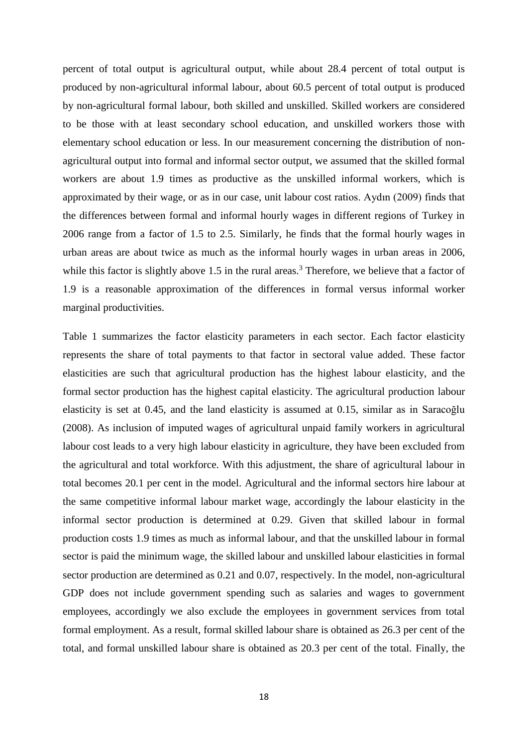percent of total output is agricultural output, while about 28.4 percent of total output is produced by non-agricultural informal labour, about 60.5 percent of total output is produced by non-agricultural formal labour, both skilled and unskilled. Skilled workers are considered to be those with at least secondary school education, and unskilled workers those with elementary school education or less. In our measurement concerning the distribution of non-agricultural output into formal and informal sector output, we assumed that the skilled formal workers are about 1.9 times as productive as the unskilled informal workers, which is approximated by their wage, or as in our case, unit labour cost ratios. Aydın (2009) finds that the differences between formal and informal hourly wages in different regions of Turkey in 2006 range from a factor of 1.5 to 2.5. Similarly, he finds that the formal hourly wages in urban areas are about twice as much as the informal hourly wages in urban areas in 2006, while this factor is slightly above 1.5 in the rural areas.[3] Therefore, we believe that a factor of 1.9 is a reasonable approximation of the differences in formal versus informal worker marginal productivities.

Table 1 summarizes the factor elasticity parameters in each sector. Each factor elasticity represents the share of total payments to that factor in sectoral value added. These factor elasticities are such that agricultural production has the highest labour elasticity, and the formal sector production has the highest capital elasticity. The agricultural production labour elasticity is set at 0.45, and the land elasticity is assumed at 0.15, similar as in Saracoğlu (2008). As inclusion of imputed wages of agricultural unpaid family workers in agricultural labour cost leads to a very high labour elasticity in agriculture, they have been excluded from the agricultural and total workforce. With this adjustment, the share of agricultural labour in total becomes 20.1 per cent in the model. Agricultural and the informal sectors hire labour at the same competitive informal labour market wage, accordingly the labour elasticity in the informal sector production is determined at 0.29. Given that skilled labour in formal production costs 1.9 times as much as informal labour, and that the unskilled labour in formal sector is paid the minimum wage, the skilled labour and unskilled labour elasticities in formal sector production are determined as 0.21 and 0.07, respectively. In the model, non-agricultural GDP does not include government spending such as salaries and wages to government employees, accordingly we also exclude the employees in government services from total formal employment. As a result, formal skilled labour share is obtained as 26.3 per cent of the total, and formal unskilled labour share is obtained as 20.3 per cent of the total. Finally, the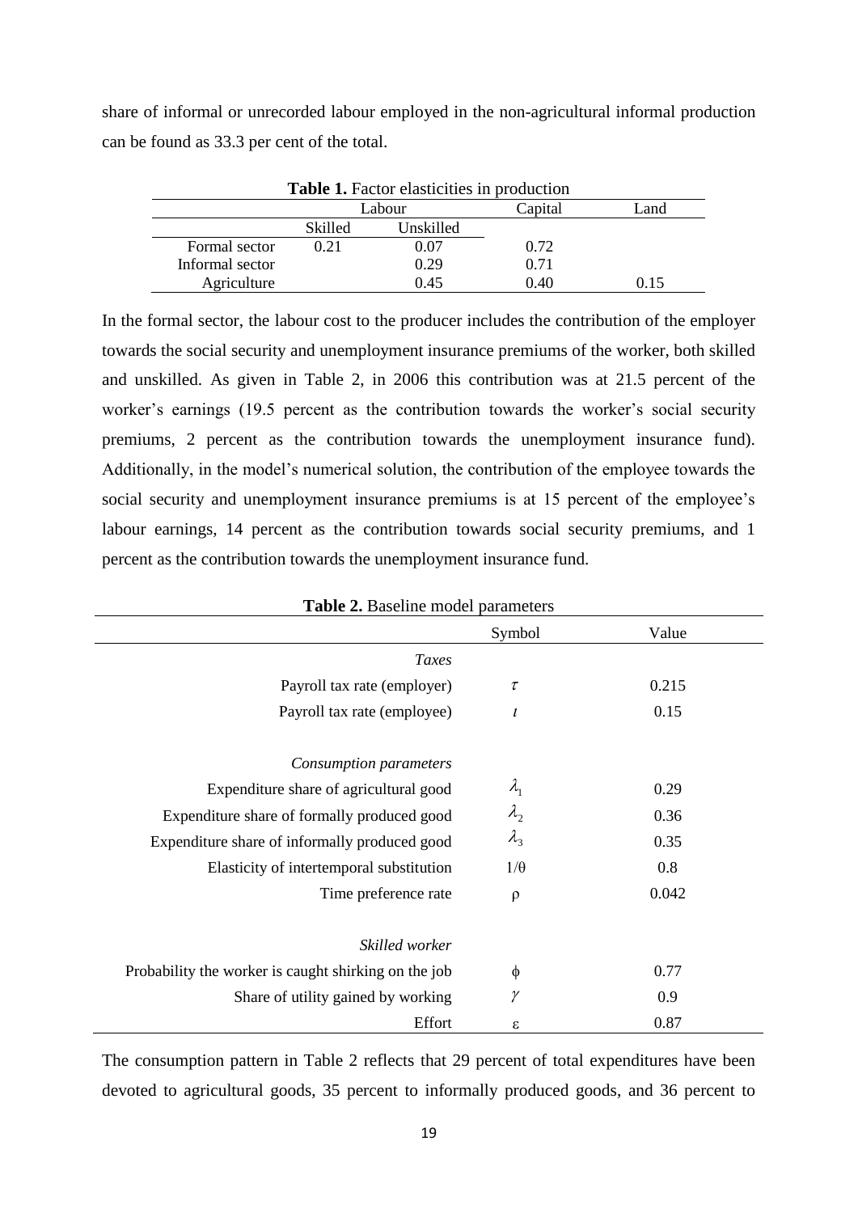share of informal or unrecorded labour employed in the non-agricultural informal production can be found as 33.3 per cent of the total.

**Table 1.** Factor elasticities in production

| | Labour | | Capital | Land |
|---|---|---|---|---|
| | Skilled | Unskilled | | |
| Formal sector | 0.21 | 0.07 | 0.72 | |
| Informal sector | | 0.29 | 0.71 | |
| Agriculture | | 0.45 | 0.40 | 0.15 |

In the formal sector, the labour cost to the producer includes the contribution of the employer towards the social security and unemployment insurance premiums of the worker, both skilled and unskilled. As given in Table 2, in 2006 this contribution was at 21.5 percent of the worker's earnings (19.5 percent as the contribution towards the worker's social security premiums, 2 percent as the contribution towards the unemployment insurance fund). Additionally, in the model's numerical solution, the contribution of the employee towards the social security and unemployment insurance premiums is at 15 percent of the employee's labour earnings, 14 percent as the contribution towards social security premiums, and 1 percent as the contribution towards the unemployment insurance fund.

**Table 2.** Baseline model parameters

| | Symbol | Value |
|---|---|---|
| *Taxes* | | |
| Payroll tax rate (employer) | $\tau$ | 0.215 |
| Payroll tax rate (employee) | $\iota$ | 0.15 |
| *Consumption parameters* | | |
| Expenditure share of agricultural good | $\lambda_1$ | 0.29 |
| Expenditure share of formally produced good | $\lambda_2$ | 0.36 |
| Expenditure share of informally produced good | $\lambda_3$ | 0.35 |
| Elasticity of intertemporal substitution | $1/\theta$ | 0.8 |
| Time preference rate | $\rho$ | 0.042 |
| *Skilled worker* | | |
| Probability the worker is caught shirking on the job | $\phi$ | 0.77 |
| Share of utility gained by working | $\gamma$ | 0.9 |
| Effort | $\varepsilon$ | 0.87 |

The consumption pattern in Table 2 reflects that 29 percent of total expenditures have been devoted to agricultural goods, 35 percent to informally produced goods, and 36 percent to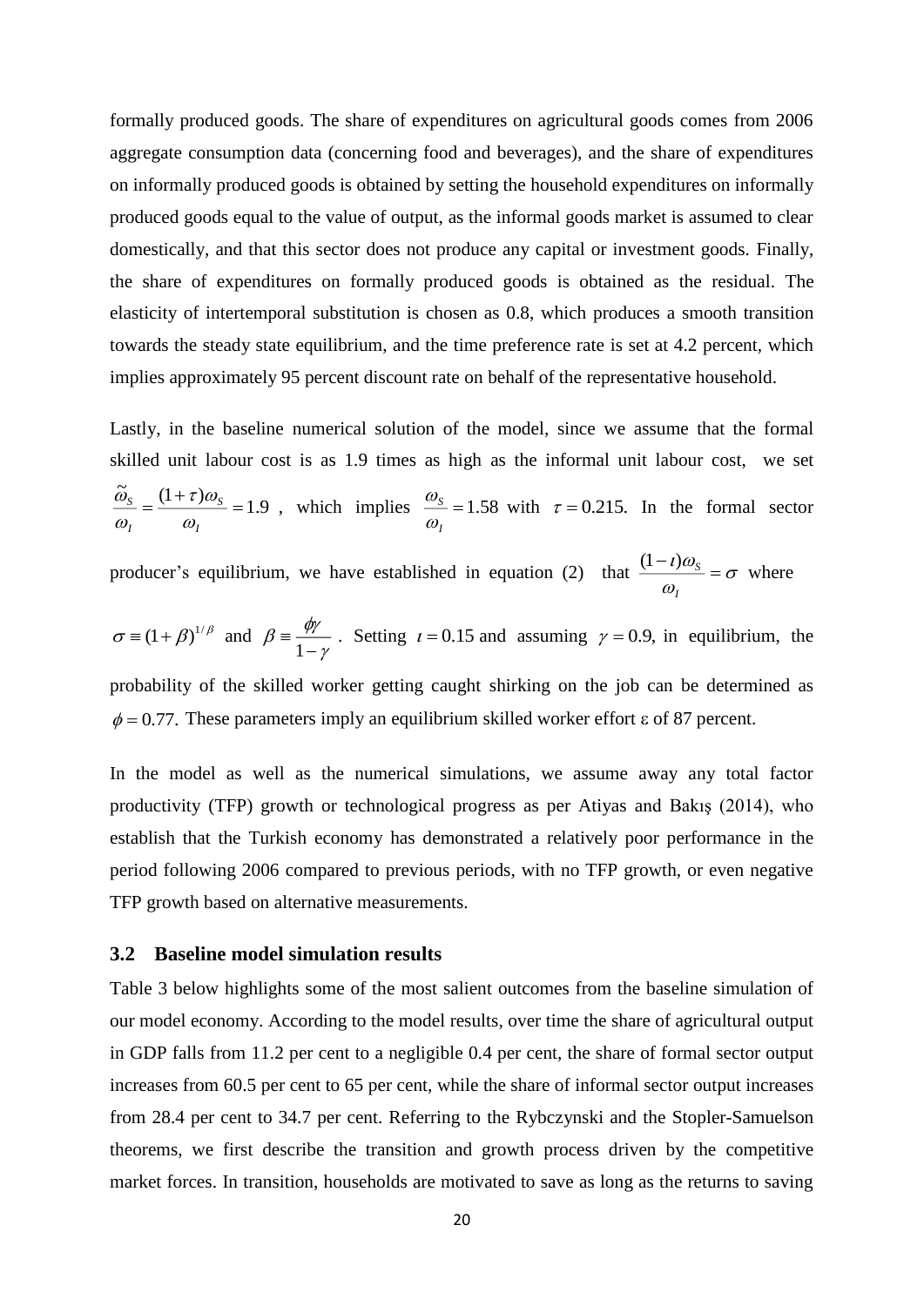formally produced goods. The share of expenditures on agricultural goods comes from 2006 aggregate consumption data (concerning food and beverages), and the share of expenditures on informally produced goods is obtained by setting the household expenditures on informally produced goods equal to the value of output, as the informal goods market is assumed to clear domestically, and that this sector does not produce any capital or investment goods. Finally, the share of expenditures on formally produced goods is obtained as the residual. The elasticity of intertemporal substitution is chosen as 0.8, which produces a smooth transition towards the steady state equilibrium, and the time preference rate is set at 4.2 percent, which implies approximately 95 percent discount rate on behalf of the representative household.

Lastly, in the baseline numerical solution of the model, since we assume that the formal skilled unit labour cost is as 1.9 times as high as the informal unit labour cost, we set $\frac{\tilde{\omega}_S}{\omega_I} = \frac{(1+\tau)\omega_S}{\omega_I} = 1.9$ , which implies $\frac{\omega_S}{\omega_I} = 1.58$ with $\tau = 0.215$. In the formal sector producer's equilibrium, we have established in equation (2) that $\frac{(1-\iota)\omega_S}{\omega_I} = \sigma$ where $\sigma \equiv (1+\beta)^{1/\beta}$ and $\beta \equiv \frac{\phi\gamma}{1-\gamma}$ . Setting $\iota = 0.15$ and assuming $\gamma = 0.9$, in equilibrium, the probability of the skilled worker getting caught shirking on the job can be determined as $\phi = 0.77.$ These parameters imply an equilibrium skilled worker effort $\varepsilon$ of 87 percent.

In the model as well as the numerical simulations, we assume away any total factor productivity (TFP) growth or technological progress as per Atiyas and Bakış (2014), who establish that the Turkish economy has demonstrated a relatively poor performance in the period following 2006 compared to previous periods, with no TFP growth, or even negative TFP growth based on alternative measurements.

### 3.2 Baseline model simulation results

Table 3 below highlights some of the most salient outcomes from the baseline simulation of our model economy. According to the model results, over time the share of agricultural output in GDP falls from 11.2 per cent to a negligible 0.4 per cent, the share of formal sector output increases from 60.5 per cent to 65 per cent, while the share of informal sector output increases from 28.4 per cent to 34.7 per cent. Referring to the Rybczynski and the Stopler-Samuelson theorems, we first describe the transition and growth process driven by the competitive market forces. In transition, households are motivated to save as long as the returns to saving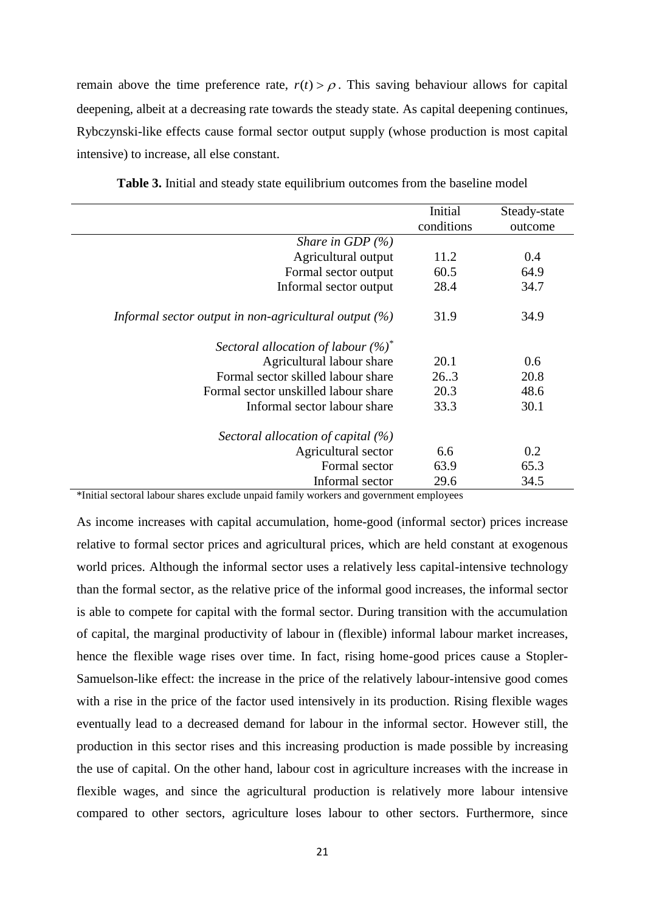remain above the time preference rate, $r(t) > \rho$. This saving behaviour allows for capital deepening, albeit at a decreasing rate towards the steady state. As capital deepening continues, Rybczynski-like effects cause formal sector output supply (whose production is most capital intensive) to increase, all else constant.

**Table 3.** Initial and steady state equilibrium outcomes from the baseline model

| | Initial conditions | Steady-state outcome |
|---|---|---|
| *Share in GDP (%)* | | |
| Agricultural output | 11.2 | 0.4 |
| Formal sector output | 60.5 | 64.9 |
| Informal sector output | 28.4 | 34.7 |
| *Informal sector output in non-agricultural output (%)* | 31.9 | 34.9 |
| *Sectoral allocation of labour (%)*\* | | |
| Agricultural labour share | 20.1 | 0.6 |
| Formal sector skilled labour share | 26..3 | 20.8 |
| Formal sector unskilled labour share | 20.3 | 48.6 |
| Informal sector labour share | 33.3 | 30.1 |
| *Sectoral allocation of capital (%)* | | |
| Agricultural sector | 6.6 | 0.2 |
| Formal sector | 63.9 | 65.3 |
| Informal sector | 29.6 | 34.5 |

\*Initial sectoral labour shares exclude unpaid family workers and government employees

As income increases with capital accumulation, home-good (informal sector) prices increase relative to formal sector prices and agricultural prices, which are held constant at exogenous world prices. Although the informal sector uses a relatively less capital-intensive technology than the formal sector, as the relative price of the informal good increases, the informal sector is able to compete for capital with the formal sector. During transition with the accumulation of capital, the marginal productivity of labour in (flexible) informal labour market increases, hence the flexible wage rises over time. In fact, rising home-good prices cause a Stopler-Samuelson-like effect: the increase in the price of the relatively labour-intensive good comes with a rise in the price of the factor used intensively in its production. Rising flexible wages eventually lead to a decreased demand for labour in the informal sector. However still, the production in this sector rises and this increasing production is made possible by increasing the use of capital. On the other hand, labour cost in agriculture increases with the increase in flexible wages, and since the agricultural production is relatively more labour intensive compared to other sectors, agriculture loses labour to other sectors. Furthermore, since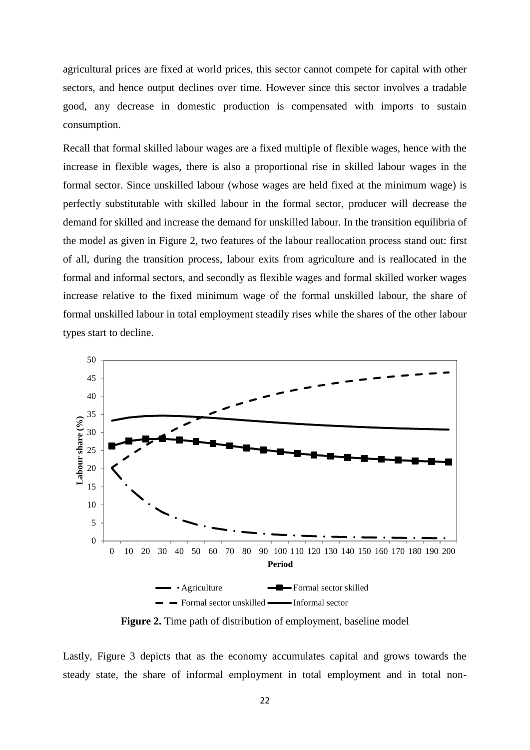agricultural prices are fixed at world prices, this sector cannot compete for capital with other sectors, and hence output declines over time. However since this sector involves a tradable good, any decrease in domestic production is compensated with imports to sustain consumption.

Recall that formal skilled labour wages are a fixed multiple of flexible wages, hence with the increase in flexible wages, there is also a proportional rise in skilled labour wages in the formal sector. Since unskilled labour (whose wages are held fixed at the minimum wage) is perfectly substitutable with skilled labour in the formal sector, producer will decrease the demand for skilled and increase the demand for unskilled labour. In the transition equilibria of the model as given in Figure 2, two features of the labour reallocation process stand out: first of all, during the transition process, labour exits from agriculture and is reallocated in the formal and informal sectors, and secondly as flexible wages and formal skilled worker wages increase relative to the fixed minimum wage of the formal unskilled labour, the share of formal unskilled labour in total employment steadily rises while the shares of the other labour types start to decline.

**Figure 2.** Time path of distribution of employment, baseline model

Lastly, Figure 3 depicts that as the economy accumulates capital and grows towards the steady state, the share of informal employment in total employment and in total non-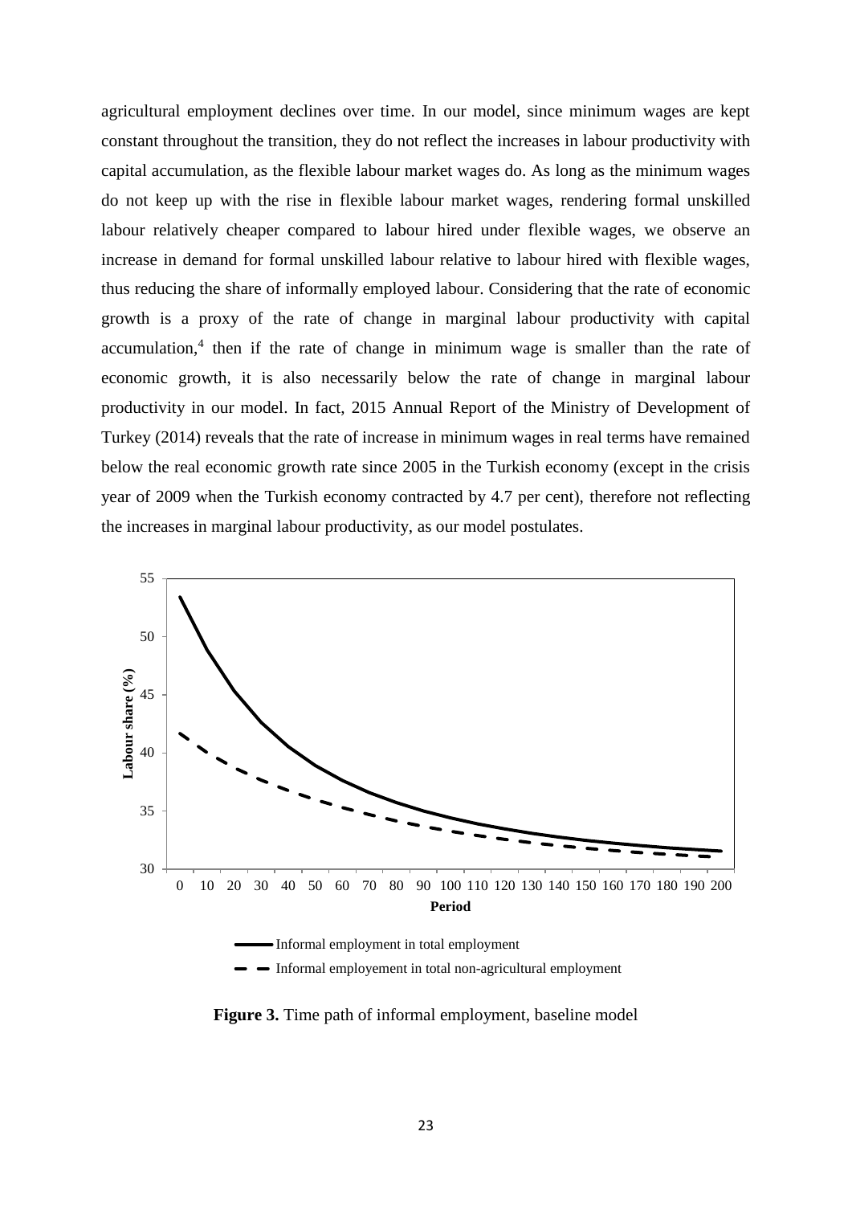agricultural employment declines over time. In our model, since minimum wages are kept constant throughout the transition, they do not reflect the increases in labour productivity with capital accumulation, as the flexible labour market wages do. As long as the minimum wages do not keep up with the rise in flexible labour market wages, rendering formal unskilled labour relatively cheaper compared to labour hired under flexible wages, we observe an increase in demand for formal unskilled labour relative to labour hired with flexible wages, thus reducing the share of informally employed labour. Considering that the rate of economic growth is a proxy of the rate of change in marginal labour productivity with capital accumulation,[4] then if the rate of change in minimum wage is smaller than the rate of economic growth, it is also necessarily below the rate of change in marginal labour productivity in our model. In fact, 2015 Annual Report of the Ministry of Development of Turkey (2014) reveals that the rate of increase in minimum wages in real terms have remained below the real economic growth rate since 2005 in the Turkish economy (except in the crisis year of 2009 when the Turkish economy contracted by 4.7 per cent), therefore not reflecting the increases in marginal labour productivity, as our model postulates.

**Figure 3.** Time path of informal employment, baseline model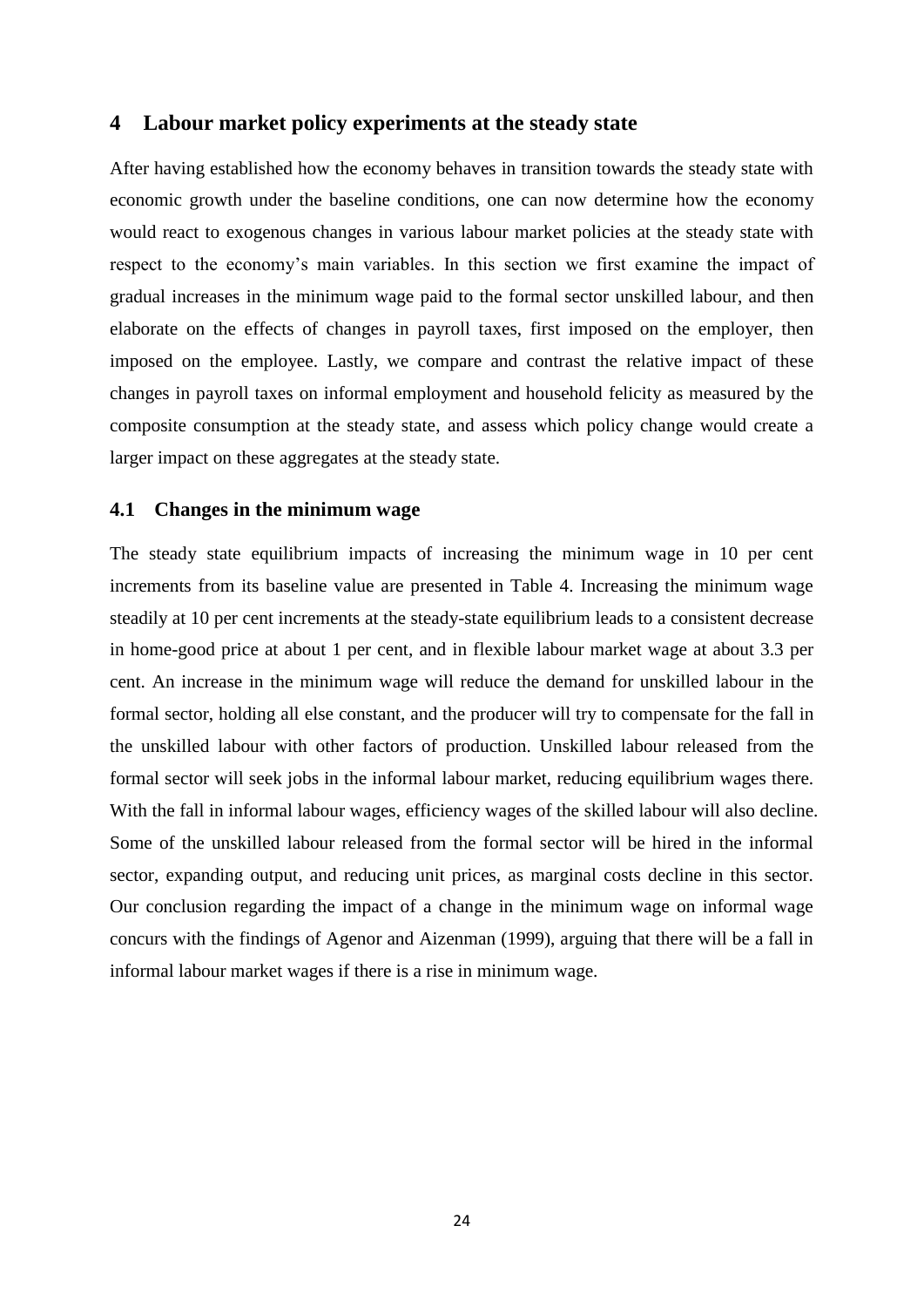## 4 Labour market policy experiments at the steady state

After having established how the economy behaves in transition towards the steady state with economic growth under the baseline conditions, one can now determine how the economy would react to exogenous changes in various labour market policies at the steady state with respect to the economy's main variables. In this section we first examine the impact of gradual increases in the minimum wage paid to the formal sector unskilled labour, and then elaborate on the effects of changes in payroll taxes, first imposed on the employer, then imposed on the employee. Lastly, we compare and contrast the relative impact of these changes in payroll taxes on informal employment and household felicity as measured by the composite consumption at the steady state, and assess which policy change would create a larger impact on these aggregates at the steady state.

### 4.1 Changes in the minimum wage

The steady state equilibrium impacts of increasing the minimum wage in 10 per cent increments from its baseline value are presented in Table 4. Increasing the minimum wage steadily at 10 per cent increments at the steady-state equilibrium leads to a consistent decrease in home-good price at about 1 per cent, and in flexible labour market wage at about 3.3 per cent. An increase in the minimum wage will reduce the demand for unskilled labour in the formal sector, holding all else constant, and the producer will try to compensate for the fall in the unskilled labour with other factors of production. Unskilled labour released from the formal sector will seek jobs in the informal labour market, reducing equilibrium wages there. With the fall in informal labour wages, efficiency wages of the skilled labour will also decline. Some of the unskilled labour released from the formal sector will be hired in the informal sector, expanding output, and reducing unit prices, as marginal costs decline in this sector. Our conclusion regarding the impact of a change in the minimum wage on informal wage concurs with the findings of Agenor and Aizenman (1999), arguing that there will be a fall in informal labour market wages if there is a rise in minimum wage.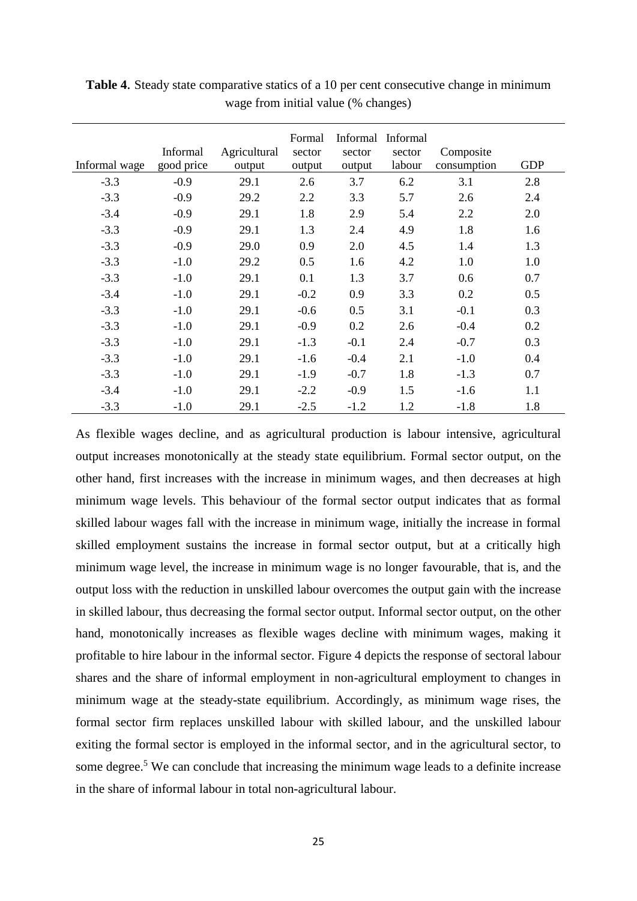**Table 4**. Steady state comparative statics of a 10 per cent consecutive change in minimum wage from initial value (% changes)

| Informal wage | Informal good price | Agricultural output | Formal sector output | Informal sector output | Informal sector labour | Composite consumption | GDP |
|---|---|---|---|---|---|---|---|
| -3.3 | -0.9 | 29.1 | 2.6 | 3.7 | 6.2 | 3.1 | 2.8 |
| -3.3 | -0.9 | 29.2 | 2.2 | 3.3 | 5.7 | 2.6 | 2.4 |
| -3.4 | -0.9 | 29.1 | 1.8 | 2.9 | 5.4 | 2.2 | 2.0 |
| -3.3 | -0.9 | 29.1 | 1.3 | 2.4 | 4.9 | 1.8 | 1.6 |
| -3.3 | -0.9 | 29.0 | 0.9 | 2.0 | 4.5 | 1.4 | 1.3 |
| -3.3 | -1.0 | 29.2 | 0.5 | 1.6 | 4.2 | 1.0 | 1.0 |
| -3.3 | -1.0 | 29.1 | 0.1 | 1.3 | 3.7 | 0.6 | 0.7 |
| -3.4 | -1.0 | 29.1 | -0.2 | 0.9 | 3.3 | 0.2 | 0.5 |
| -3.3 | -1.0 | 29.1 | -0.6 | 0.5 | 3.1 | -0.1 | 0.3 |
| -3.3 | -1.0 | 29.1 | -0.9 | 0.2 | 2.6 | -0.4 | 0.2 |
| -3.3 | -1.0 | 29.1 | -1.3 | -0.1 | 2.4 | -0.7 | 0.3 |
| -3.3 | -1.0 | 29.1 | -1.6 | -0.4 | 2.1 | -1.0 | 0.4 |
| -3.3 | -1.0 | 29.1 | -1.9 | -0.7 | 1.8 | -1.3 | 0.7 |
| -3.4 | -1.0 | 29.1 | -2.2 | -0.9 | 1.5 | -1.6 | 1.1 |
| -3.3 | -1.0 | 29.1 | -2.5 | -1.2 | 1.2 | -1.8 | 1.8 |

As flexible wages decline, and as agricultural production is labour intensive, agricultural output increases monotonically at the steady state equilibrium. Formal sector output, on the other hand, first increases with the increase in minimum wages, and then decreases at high minimum wage levels. This behaviour of the formal sector output indicates that as formal skilled labour wages fall with the increase in minimum wage, initially the increase in formal skilled employment sustains the increase in formal sector output, but at a critically high minimum wage level, the increase in minimum wage is no longer favourable, that is, and the output loss with the reduction in unskilled labour overcomes the output gain with the increase in skilled labour, thus decreasing the formal sector output. Informal sector output, on the other hand, monotonically increases as flexible wages decline with minimum wages, making it profitable to hire labour in the informal sector. Figure 4 depicts the response of sectoral labour shares and the share of informal employment in non-agricultural employment to changes in minimum wage at the steady-state equilibrium. Accordingly, as minimum wage rises, the formal sector firm replaces unskilled labour with skilled labour, and the unskilled labour exiting the formal sector is employed in the informal sector, and in the agricultural sector, to some degree.[5] We can conclude that increasing the minimum wage leads to a definite increase in the share of informal labour in total non-agricultural labour.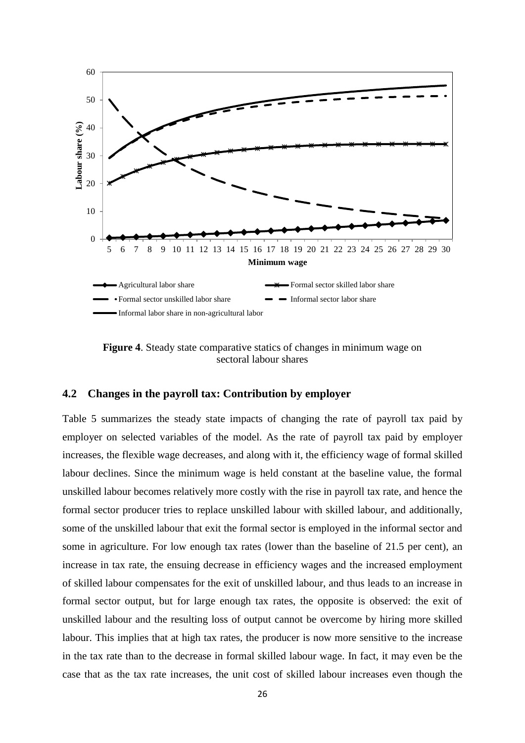**Figure 4**. Steady state comparative statics of changes in minimum wage on sectoral labour shares

### 4.2 Changes in the payroll tax: Contribution by employer

Table 5 summarizes the steady state impacts of changing the rate of payroll tax paid by employer on selected variables of the model. As the rate of payroll tax paid by employer increases, the flexible wage decreases, and along with it, the efficiency wage of formal skilled labour declines. Since the minimum wage is held constant at the baseline value, the formal unskilled labour becomes relatively more costly with the rise in payroll tax rate, and hence the formal sector producer tries to replace unskilled labour with skilled labour, and additionally, some of the unskilled labour that exit the formal sector is employed in the informal sector and some in agriculture. For low enough tax rates (lower than the baseline of 21.5 per cent), an increase in tax rate, the ensuing decrease in efficiency wages and the increased employment of skilled labour compensates for the exit of unskilled labour, and thus leads to an increase in formal sector output, but for large enough tax rates, the opposite is observed: the exit of unskilled labour and the resulting loss of output cannot be overcome by hiring more skilled labour. This implies that at high tax rates, the producer is now more sensitive to the increase in the tax rate than to the decrease in formal skilled labour wage. In fact, it may even be the case that as the tax rate increases, the unit cost of skilled labour increases even though the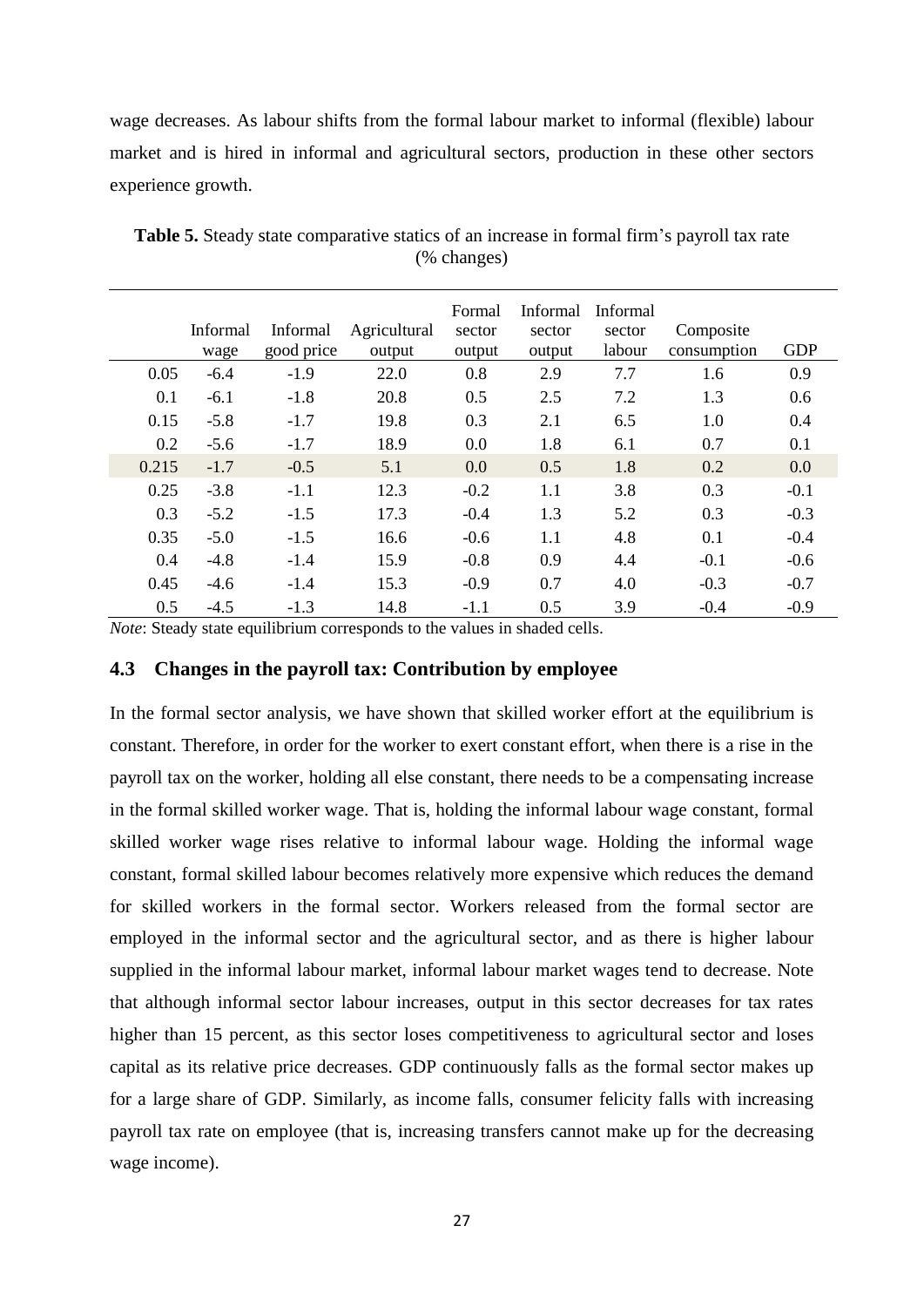wage decreases. As labour shifts from the formal labour market to informal (flexible) labour market and is hired in informal and agricultural sectors, production in these other sectors experience growth.

**Table 5.** Steady state comparative statics of an increase in formal firm's payroll tax rate (% changes)

| | Informal wage | Informal good price | Agricultural output | Formal sector output | Informal sector output | Informal sector labour | Composite consumption | GDP |
|---|---|---|---|---|---|---|---|---|
| 0.05 | -6.4 | -1.9 | 22.0 | 0.8 | 2.9 | 7.7 | 1.6 | 0.9 |
| 0.1 | -6.1 | -1.8 | 20.8 | 0.5 | 2.5 | 7.2 | 1.3 | 0.6 |
| 0.15 | -5.8 | -1.7 | 19.8 | 0.3 | 2.1 | 6.5 | 1.0 | 0.4 |
| 0.2 | -5.6 | -1.7 | 18.9 | 0.0 | 1.8 | 6.1 | 0.7 | 0.1 |
| 0.215 | -1.7 | -0.5 | 5.1 | 0.0 | 0.5 | 1.8 | 0.2 | 0.0 |
| 0.25 | -3.8 | -1.1 | 12.3 | -0.2 | 1.1 | 3.8 | 0.3 | -0.1 |
| 0.3 | -5.2 | -1.5 | 17.3 | -0.4 | 1.3 | 5.2 | 0.3 | -0.3 |
| 0.35 | -5.0 | -1.5 | 16.6 | -0.6 | 1.1 | 4.8 | 0.1 | -0.4 |
| 0.4 | -4.8 | -1.4 | 15.9 | -0.8 | 0.9 | 4.4 | -0.1 | -0.6 |
| 0.45 | -4.6 | -1.4 | 15.3 | -0.9 | 0.7 | 4.0 | -0.3 | -0.7 |
| 0.5 | -4.5 | -1.3 | 14.8 | -1.1 | 0.5 | 3.9 | -0.4 | -0.9 |

*Note*: Steady state equilibrium corresponds to the values in shaded cells.

### 4.3 Changes in the payroll tax: Contribution by employee

In the formal sector analysis, we have shown that skilled worker effort at the equilibrium is constant. Therefore, in order for the worker to exert constant effort, when there is a rise in the payroll tax on the worker, holding all else constant, there needs to be a compensating increase in the formal skilled worker wage. That is, holding the informal labour wage constant, formal skilled worker wage rises relative to informal labour wage. Holding the informal wage constant, formal skilled labour becomes relatively more expensive which reduces the demand for skilled workers in the formal sector. Workers released from the formal sector are employed in the informal sector and the agricultural sector, and as there is higher labour supplied in the informal labour market, informal labour market wages tend to decrease. Note that although informal sector labour increases, output in this sector decreases for tax rates higher than 15 percent, as this sector loses competitiveness to agricultural sector and loses capital as its relative price decreases. GDP continuously falls as the formal sector makes up for a large share of GDP. Similarly, as income falls, consumer felicity falls with increasing payroll tax rate on employee (that is, increasing transfers cannot make up for the decreasing wage income).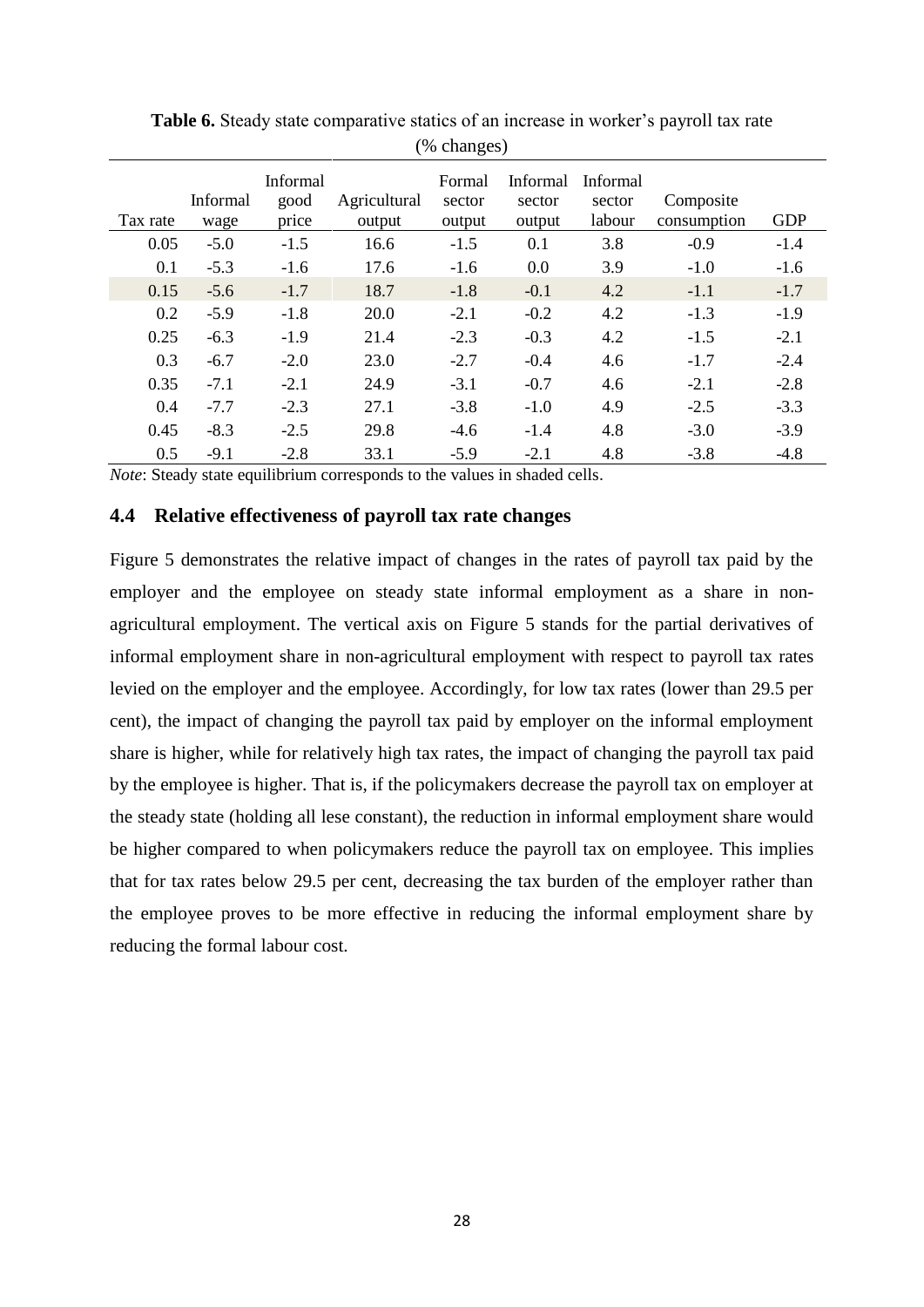**Table 6.** Steady state comparative statics of an increase in worker's payroll tax rate (% changes)

| Tax rate | Informal wage | Informal good price | Agricultural output | Formal sector output | Informal sector output | Informal sector labour | Composite consumption | GDP |
|---|---|---|---|---|---|---|---|---|
| 0.05 | -5.0 | -1.5 | 16.6 | -1.5 | 0.1 | 3.8 | -0.9 | -1.4 |
| 0.1 | -5.3 | -1.6 | 17.6 | -1.6 | 0.0 | 3.9 | -1.0 | -1.6 |
| 0.15 | -5.6 | -1.7 | 18.7 | -1.8 | -0.1 | 4.2 | -1.1 | -1.7 |
| 0.2 | -5.9 | -1.8 | 20.0 | -2.1 | -0.2 | 4.2 | -1.3 | -1.9 |
| 0.25 | -6.3 | -1.9 | 21.4 | -2.3 | -0.3 | 4.2 | -1.5 | -2.1 |
| 0.3 | -6.7 | -2.0 | 23.0 | -2.7 | -0.4 | 4.6 | -1.7 | -2.4 |
| 0.35 | -7.1 | -2.1 | 24.9 | -3.1 | -0.7 | 4.6 | -2.1 | -2.8 |
| 0.4 | -7.7 | -2.3 | 27.1 | -3.8 | -1.0 | 4.9 | -2.5 | -3.3 |
| 0.45 | -8.3 | -2.5 | 29.8 | -4.6 | -1.4 | 4.8 | -3.0 | -3.9 |
| 0.5 | -9.1 | -2.8 | 33.1 | -5.9 | -2.1 | 4.8 | -3.8 | -4.8 |

*Note*: Steady state equilibrium corresponds to the values in shaded cells.

### 4.4 Relative effectiveness of payroll tax rate changes

Figure 5 demonstrates the relative impact of changes in the rates of payroll tax paid by the employer and the employee on steady state informal employment as a share in non-agricultural employment. The vertical axis on Figure 5 stands for the partial derivatives of informal employment share in non-agricultural employment with respect to payroll tax rates levied on the employer and the employee. Accordingly, for low tax rates (lower than 29.5 per cent), the impact of changing the payroll tax paid by employer on the informal employment share is higher, while for relatively high tax rates, the impact of changing the payroll tax paid by the employee is higher. That is, if the policymakers decrease the payroll tax on employer at the steady state (holding all lese constant), the reduction in informal employment share would be higher compared to when policymakers reduce the payroll tax on employee. This implies that for tax rates below 29.5 per cent, decreasing the tax burden of the employer rather than the employee proves to be more effective in reducing the informal employment share by reducing the formal labour cost.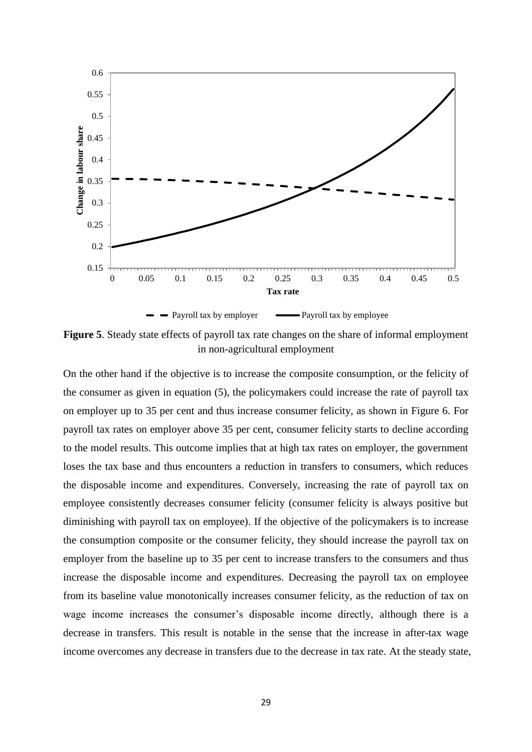**Figure 5**. Steady state effects of payroll tax rate changes on the share of informal employment in non-agricultural employment

On the other hand if the objective is to increase the composite consumption, or the felicity of the consumer as given in equation (5), the policymakers could increase the rate of payroll tax on employer up to 35 per cent and thus increase consumer felicity, as shown in Figure 6. For payroll tax rates on employer above 35 per cent, consumer felicity starts to decline according to the model results. This outcome implies that at high tax rates on employer, the government loses the tax base and thus encounters a reduction in transfers to consumers, which reduces the disposable income and expenditures. Conversely, increasing the rate of payroll tax on employee consistently decreases consumer felicity (consumer felicity is always positive but diminishing with payroll tax on employee). If the objective of the policymakers is to increase the consumption composite or the consumer felicity, they should increase the payroll tax on employer from the baseline up to 35 per cent to increase transfers to the consumers and thus increase the disposable income and expenditures. Decreasing the payroll tax on employee from its baseline value monotonically increases consumer felicity, as the reduction of tax on wage income increases the consumer's disposable income directly, although there is a decrease in transfers. This result is notable in the sense that the increase in after-tax wage income overcomes any decrease in transfers due to the decrease in tax rate. At the steady state,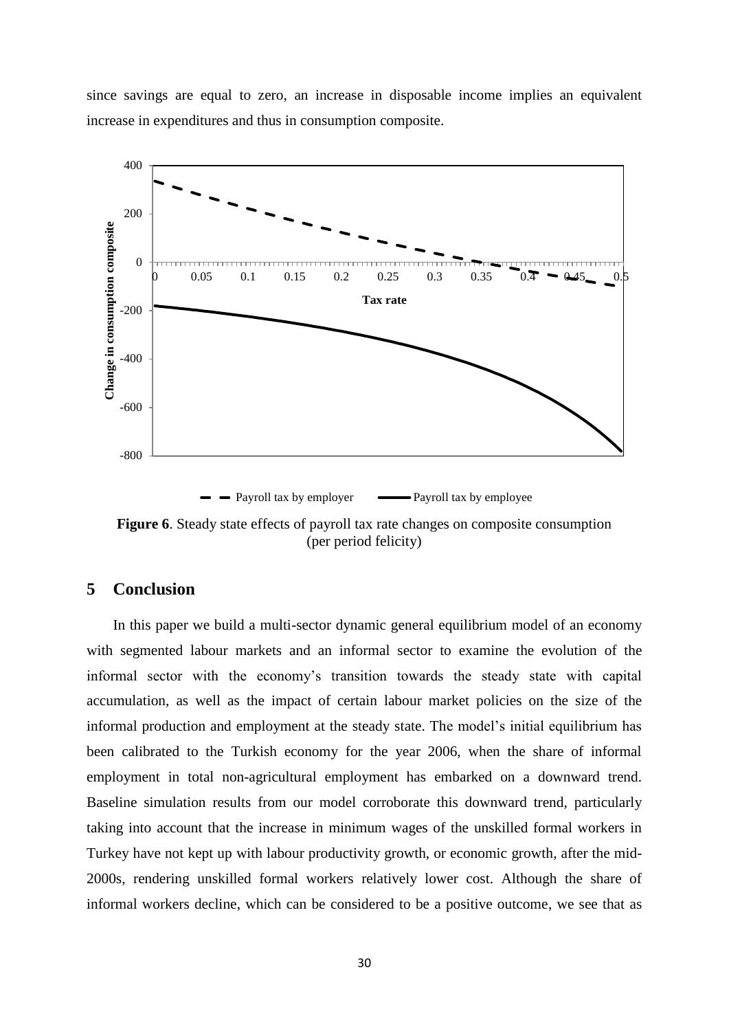since savings are equal to zero, an increase in disposable income implies an equivalent increase in expenditures and thus in consumption composite.

**Figure 6**. Steady state effects of payroll tax rate changes on composite consumption (per period felicity)

## 5 Conclusion

In this paper we build a multi-sector dynamic general equilibrium model of an economy with segmented labour markets and an informal sector to examine the evolution of the informal sector with the economy's transition towards the steady state with capital accumulation, as well as the impact of certain labour market policies on the size of the informal production and employment at the steady state. The model's initial equilibrium has been calibrated to the Turkish economy for the year 2006, when the share of informal employment in total non-agricultural employment has embarked on a downward trend. Baseline simulation results from our model corroborate this downward trend, particularly taking into account that the increase in minimum wages of the unskilled formal workers in Turkey have not kept up with labour productivity growth, or economic growth, after the mid-2000s, rendering unskilled formal workers relatively lower cost. Although the share of informal workers decline, which can be considered to be a positive outcome, we see that as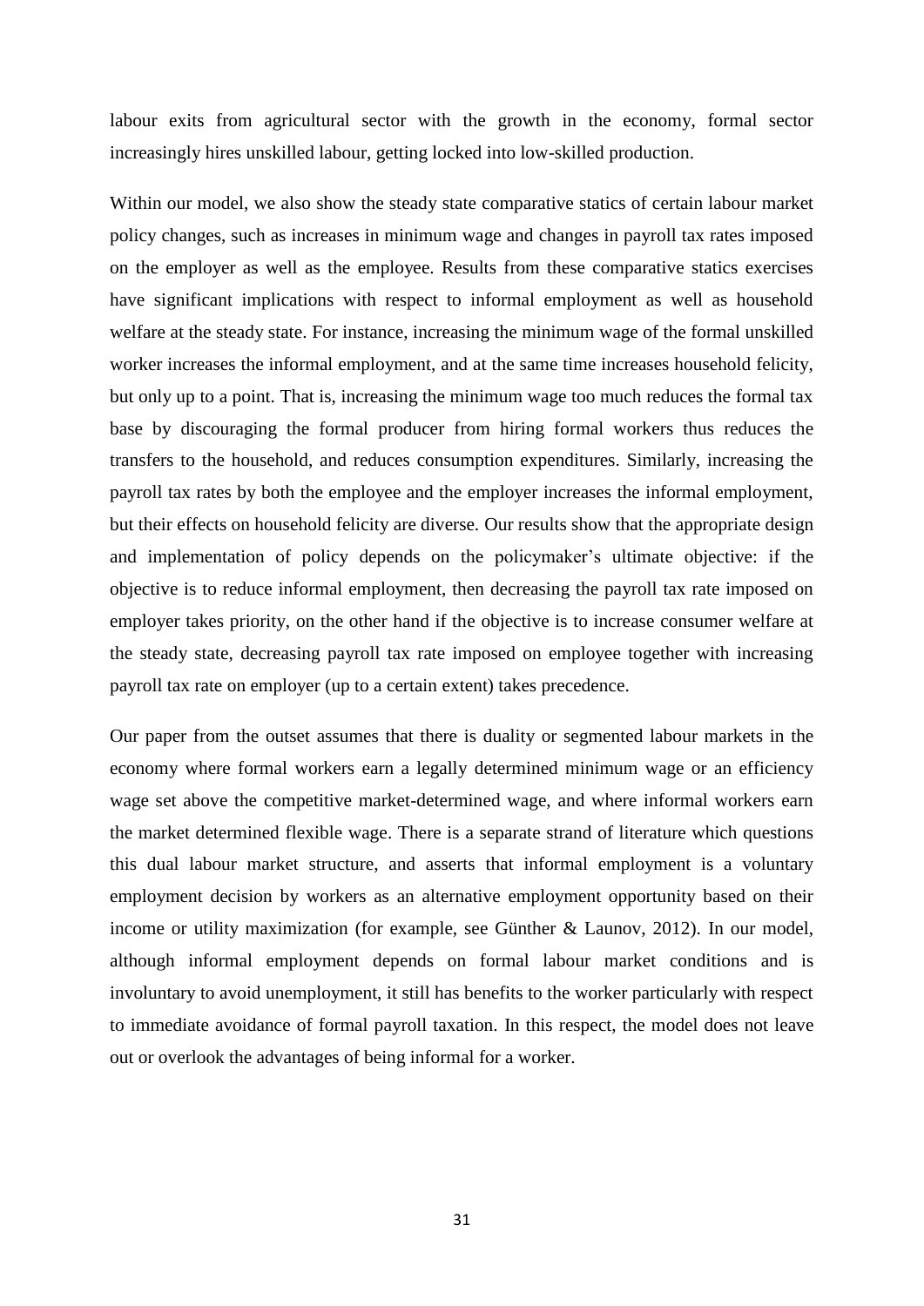labour exits from agricultural sector with the growth in the economy, formal sector increasingly hires unskilled labour, getting locked into low-skilled production.

Within our model, we also show the steady state comparative statics of certain labour market policy changes, such as increases in minimum wage and changes in payroll tax rates imposed on the employer as well as the employee. Results from these comparative statics exercises have significant implications with respect to informal employment as well as household welfare at the steady state. For instance, increasing the minimum wage of the formal unskilled worker increases the informal employment, and at the same time increases household felicity, but only up to a point. That is, increasing the minimum wage too much reduces the formal tax base by discouraging the formal producer from hiring formal workers thus reduces the transfers to the household, and reduces consumption expenditures. Similarly, increasing the payroll tax rates by both the employee and the employer increases the informal employment, but their effects on household felicity are diverse. Our results show that the appropriate design and implementation of policy depends on the policymaker's ultimate objective: if the objective is to reduce informal employment, then decreasing the payroll tax rate imposed on employer takes priority, on the other hand if the objective is to increase consumer welfare at the steady state, decreasing payroll tax rate imposed on employee together with increasing payroll tax rate on employer (up to a certain extent) takes precedence.

Our paper from the outset assumes that there is duality or segmented labour markets in the economy where formal workers earn a legally determined minimum wage or an efficiency wage set above the competitive market-determined wage, and where informal workers earn the market determined flexible wage. There is a separate strand of literature which questions this dual labour market structure, and asserts that informal employment is a voluntary employment decision by workers as an alternative employment opportunity based on their income or utility maximization (for example, see Günther & Launov, 2012). In our model, although informal employment depends on formal labour market conditions and is involuntary to avoid unemployment, it still has benefits to the worker particularly with respect to immediate avoidance of formal payroll taxation. In this respect, the model does not leave out or overlook the advantages of being informal for a worker.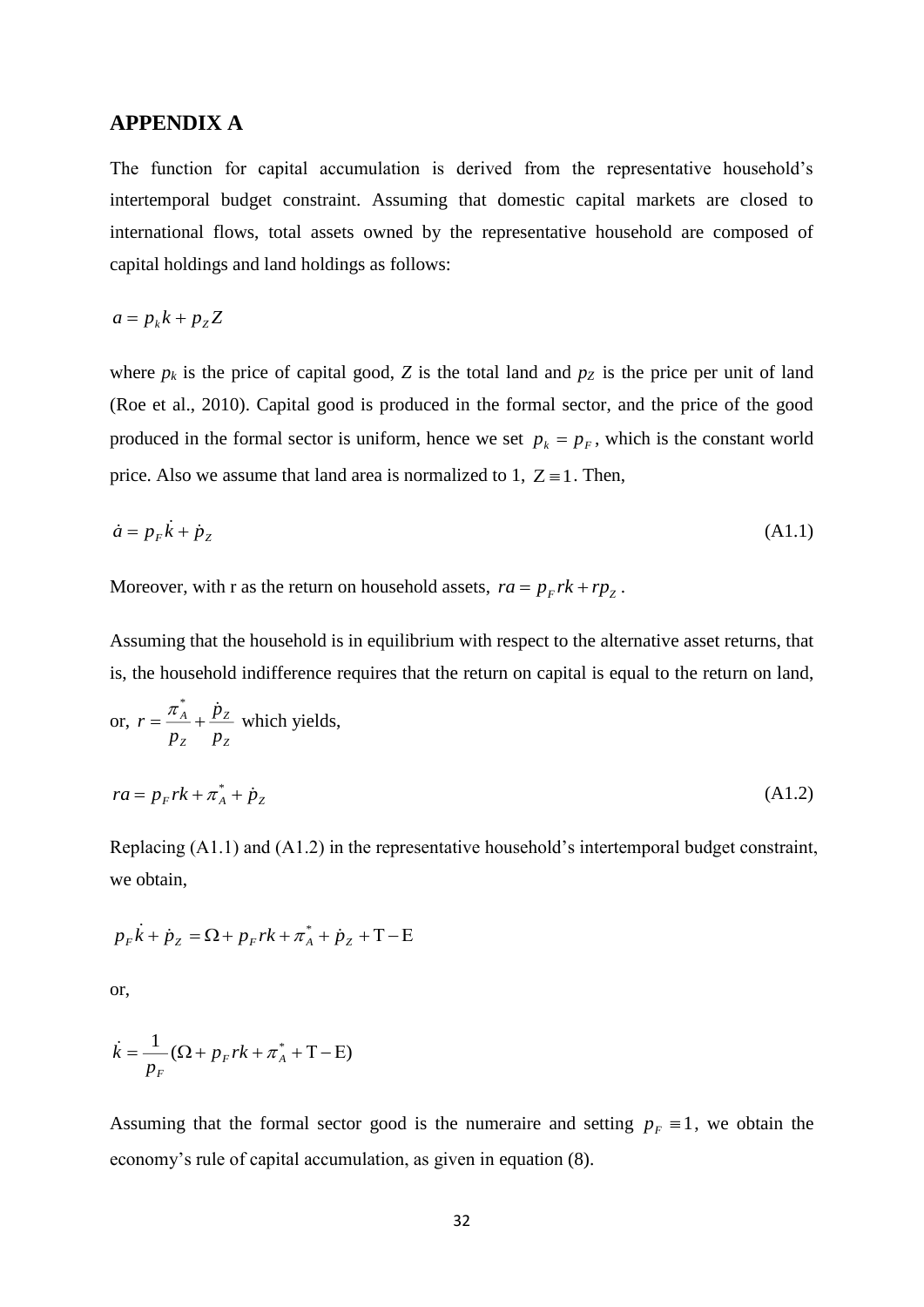## APPENDIX A

The function for capital accumulation is derived from the representative household's intertemporal budget constraint. Assuming that domestic capital markets are closed to international flows, total assets owned by the representative household are composed of capital holdings and land holdings as follows:

$$a = p_k k + p_Z Z$$

where $p_k$ is the price of capital good, $Z$ is the total land and $p_Z$ is the price per unit of land (Roe et al., 2010). Capital good is produced in the formal sector, and the price of the good produced in the formal sector is uniform, hence we set $p_k = p_F$, which is the constant world price. Also we assume that land area is normalized to 1, $Z \equiv 1$. Then,

$$\dot{a} = p_F \dot{k} + \dot{p}_Z \tag{A1.1}$$

Moreover, with r as the return on household assets, $ra = p_F rk + rp_Z$ .

Assuming that the household is in equilibrium with respect to the alternative asset returns, that is, the household indifference requires that the return on capital is equal to the return on land, or, $r = \frac{\pi_A^*}{p_Z} + \frac{\dot{p}_Z}{p_Z}$ which yields,

$$ra = p_F rk + \pi_A^* + \dot{p}_Z \tag{A1.2}$$

Replacing (A1.1) and (A1.2) in the representative household's intertemporal budget constraint, we obtain,

$$p_F \dot{k} + \dot{p}_Z = \Omega + p_F rk + \pi_A^* + \dot{p}_Z + \mathrm{T} - \mathrm{E}$$

or,

$$\dot{k} = \frac{1}{p_F}(\Omega + p_F rk + \pi_A^* + \mathrm{T} - \mathrm{E})$$

Assuming that the formal sector good is the numeraire and setting $p_F \equiv 1$, we obtain the economy's rule of capital accumulation, as given in equation (8).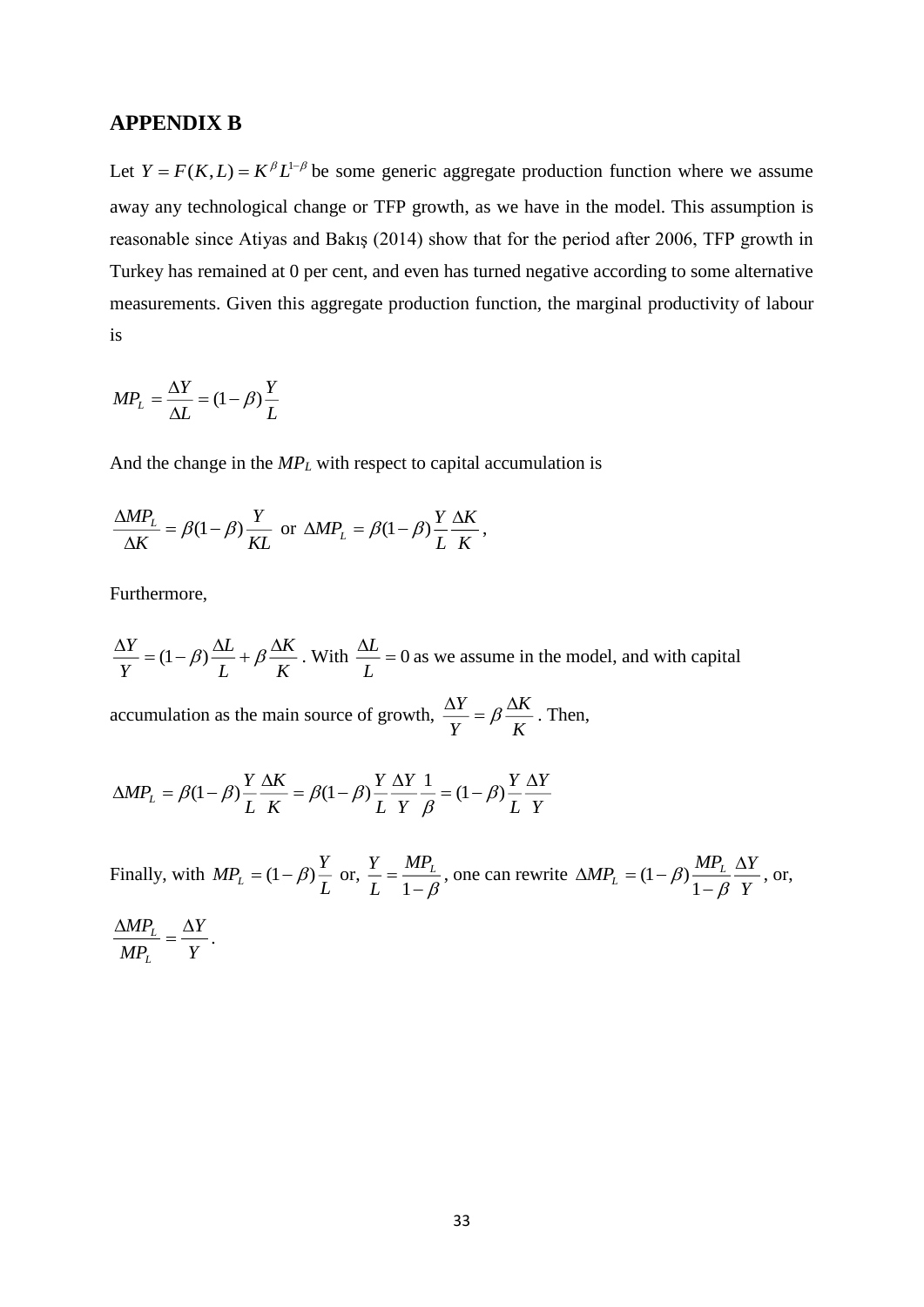## APPENDIX B

Let $Y = F(K, L) = K^{\beta} L^{1-\beta}$ be some generic aggregate production function where we assume away any technological change or TFP growth, as we have in the model. This assumption is reasonable since Atiyas and Bakış (2014) show that for the period after 2006, TFP growth in Turkey has remained at 0 per cent, and even has turned negative according to some alternative measurements. Given this aggregate production function, the marginal productivity of labour is

$$MP_L = \frac{\Delta Y}{\Delta L} = (1-\beta)\frac{Y}{L}$$

And the change in the $MP_L$ with respect to capital accumulation is

$$\frac{\Delta MP_L}{\Delta K} = \beta(1-\beta)\frac{Y}{KL} \text{ or } \Delta MP_L = \beta(1-\beta)\frac{Y}{L}\frac{\Delta K}{K},$$

Furthermore,

$\frac{\Delta Y}{Y} = (1-\beta)\frac{\Delta L}{L} + \beta\frac{\Delta K}{K}$. With $\frac{\Delta L}{L} = 0$ as we assume in the model, and with capital accumulation as the main source of growth, $\frac{\Delta Y}{Y} = \beta\frac{\Delta K}{K}$. Then,

$$\Delta MP_L = \beta(1-\beta)\frac{Y}{L}\frac{\Delta K}{K} = \beta(1-\beta)\frac{Y}{L}\frac{\Delta Y}{Y}\frac{1}{\beta} = (1-\beta)\frac{Y}{L}\frac{\Delta Y}{Y}$$

Finally, with $MP_L = (1-\beta)\frac{Y}{L}$ or, $\frac{Y}{L} = \frac{MP_L}{1-\beta}$, one can rewrite $\Delta MP_L = (1-\beta)\frac{MP_L}{1-\beta}\frac{\Delta Y}{Y}$, or,

$$\frac{\Delta MP_L}{MP_L} = \frac{\Delta Y}{Y}.$$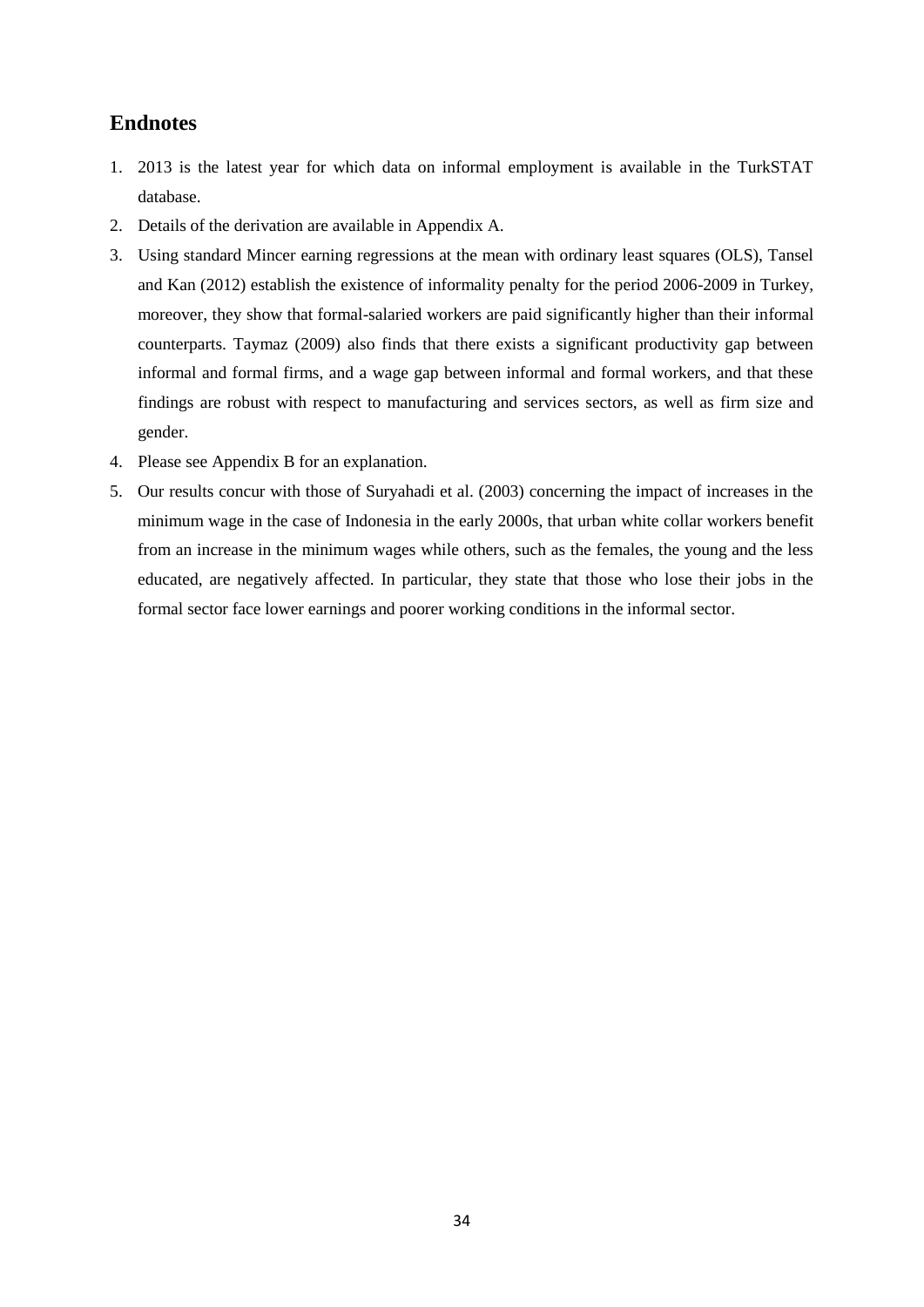## Endnotes

1. 2013 is the latest year for which data on informal employment is available in the TurkSTAT database.
2. Details of the derivation are available in Appendix A.
3. Using standard Mincer earning regressions at the mean with ordinary least squares (OLS), Tansel and Kan (2012) establish the existence of informality penalty for the period 2006-2009 in Turkey, moreover, they show that formal-salaried workers are paid significantly higher than their informal counterparts. Taymaz (2009) also finds that there exists a significant productivity gap between informal and formal firms, and a wage gap between informal and formal workers, and that these findings are robust with respect to manufacturing and services sectors, as well as firm size and gender.
4. Please see Appendix B for an explanation.
5. Our results concur with those of Suryahadi et al. (2003) concerning the impact of increases in the minimum wage in the case of Indonesia in the early 2000s, that urban white collar workers benefit from an increase in the minimum wages while others, such as the females, the young and the less educated, are negatively affected. In particular, they state that those who lose their jobs in the formal sector face lower earnings and poorer working conditions in the informal sector.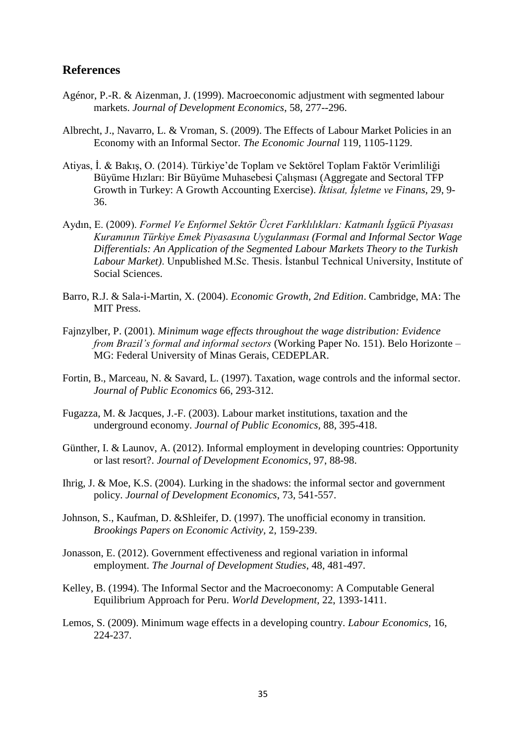## References

Agénor, P.-R. & Aizenman, J. (1999). Macroeconomic adjustment with segmented labour markets. *Journal of Development Economics*, 58, 277--296.

Albrecht, J., Navarro, L. & Vroman, S. (2009). The Effects of Labour Market Policies in an Economy with an Informal Sector. *The Economic Journal* 119, 1105-1129.

Atiyas, İ. & Bakış, O. (2014). Türkiye'de Toplam ve Sektörel Toplam Faktör Verimliliği Büyüme Hızları: Bir Büyüme Muhasebesi Çalışması (Aggregate and Sectoral TFP Growth in Turkey: A Growth Accounting Exercise). *İktisat, İşletme ve Finans*, 29, 9-36.

Aydın, E. (2009). *Formel Ve Enformel Sektör Ücret Farklılıkları: Katmanlı İşgücü Piyasası Kuramının Türkiye Emek Piyasasına Uygulanması (Formal and Informal Sector Wage Differentials: An Application of the Segmented Labour Markets Theory to the Turkish Labour Market)*. Unpublished M.Sc. Thesis. İstanbul Technical University, Institute of Social Sciences.

Barro, R.J. & Sala-i-Martin, X. (2004). *Economic Growth, 2nd Edition*. Cambridge, MA: The MIT Press.

Fajnzylber, P. (2001). *Minimum wage effects throughout the wage distribution: Evidence from Brazil's formal and informal sectors* (Working Paper No. 151). Belo Horizonte – MG: Federal University of Minas Gerais, CEDEPLAR.

Fortin, B., Marceau, N. & Savard, L. (1997). Taxation, wage controls and the informal sector. *Journal of Public Economics* 66, 293-312.

Fugazza, M. & Jacques, J.-F. (2003). Labour market institutions, taxation and the underground economy. *Journal of Public Economics*, 88, 395-418.

Günther, I. & Launov, A. (2012). Informal employment in developing countries: Opportunity or last resort?. *Journal of Development Economics*, 97, 88-98.

Ihrig, J. & Moe, K.S. (2004). Lurking in the shadows: the informal sector and government policy. *Journal of Development Economics*, 73, 541-557.

Johnson, S., Kaufman, D. &Shleifer, D. (1997). The unofficial economy in transition. *Brookings Papers on Economic Activity*, 2, 159-239.

Jonasson, E. (2012). Government effectiveness and regional variation in informal employment. *The Journal of Development Studies*, 48, 481-497.

Kelley, B. (1994). The Informal Sector and the Macroeconomy: A Computable General Equilibrium Approach for Peru. *World Development*, 22, 1393-1411.

Lemos, S. (2009). Minimum wage effects in a developing country. *Labour Economics*, 16, 224-237.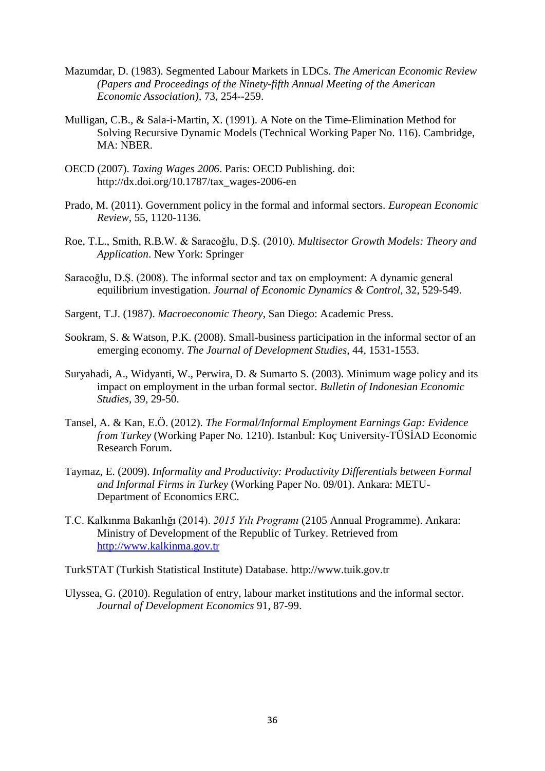Mazumdar, D. (1983). Segmented Labour Markets in LDCs. *The American Economic Review (Papers and Proceedings of the Ninety-fifth Annual Meeting of the American Economic Association)*, 73, 254--259.

Mulligan, C.B., & Sala-i-Martin, X. (1991). A Note on the Time-Elimination Method for Solving Recursive Dynamic Models (Technical Working Paper No. 116). Cambridge, MA: NBER.

OECD (2007). *Taxing Wages 2006*. Paris: OECD Publishing. doi: http://dx.doi.org/10.1787/tax_wages-2006-en

Prado, M. (2011). Government policy in the formal and informal sectors. *European Economic Review*, 55, 1120-1136.

Roe, T.L., Smith, R.B.W. & Saracoğlu, D.Ş. (2010). *Multisector Growth Models: Theory and Application*. New York: Springer

Saracoğlu, D.Ş. (2008). The informal sector and tax on employment: A dynamic general equilibrium investigation. *Journal of Economic Dynamics & Control*, 32, 529-549.

Sargent, T.J. (1987). *Macroeconomic Theory*, San Diego: Academic Press.

Sookram, S. & Watson, P.K. (2008). Small-business participation in the informal sector of an emerging economy. *The Journal of Development Studies,* 44, 1531-1553.

Suryahadi, A., Widyanti, W., Perwira, D. & Sumarto S. (2003). Minimum wage policy and its impact on employment in the urban formal sector. *Bulletin of Indonesian Economic Studies*, 39, 29-50.

Tansel, A. & Kan, E.Ö. (2012). *The Formal/Informal Employment Earnings Gap: Evidence from Turkey* (Working Paper No. 1210). Istanbul: Koç University-TÜSİAD Economic Research Forum.

Taymaz, E. (2009). *Informality and Productivity: Productivity Differentials between Formal and Informal Firms in Turkey* (Working Paper No. 09/01). Ankara: METU-Department of Economics ERC.

T.C. Kalkınma Bakanlığı (2014). *2015 Yılı Programı* (2105 Annual Programme). Ankara: Ministry of Development of the Republic of Turkey. Retrieved from http://www.kalkinma.gov.tr

TurkSTAT (Turkish Statistical Institute) Database. http://www.tuik.gov.tr

Ulyssea, G. (2010). Regulation of entry, labour market institutions and the informal sector. *Journal of Development Economics* 91, 87-99.